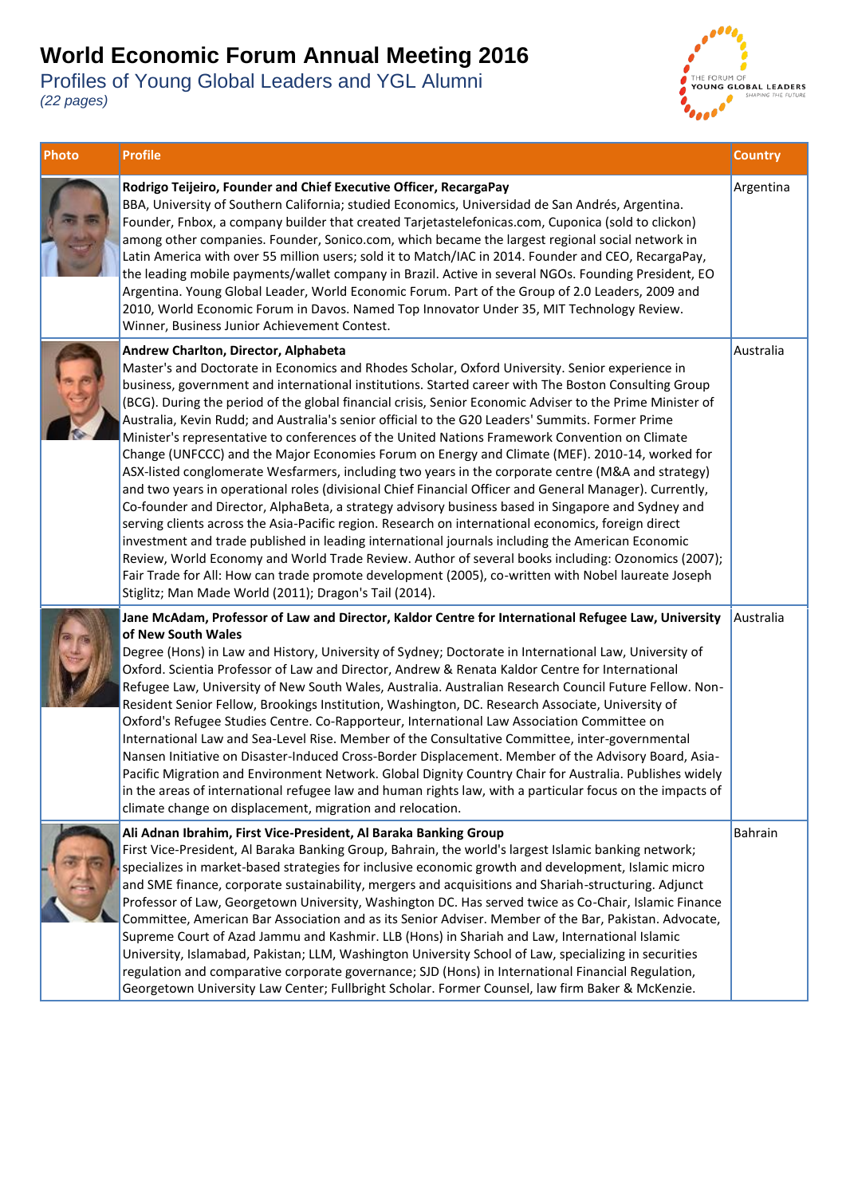# World Economic Forum Annual Meeting 2016

## Profiles of Young Global Leaders and YGL Alumni

*(22 pages)*

| Photo | Profile | Country |
|---|---|---|
| | **Rodrigo Teijeiro, Founder and Chief Executive Officer, RecargaPay** BBA, University of Southern California; studied Economics, Universidad de San Andrés, Argentina. Founder, Fnbox, a company builder that created Tarjetastelefonicas.com, Cuponica (sold to clickon) among other companies. Founder, Sonico.com, which became the largest regional social network in Latin America with over 55 million users; sold it to Match/IAC in 2014. Founder and CEO, RecargaPay, the leading mobile payments/wallet company in Brazil. Active in several NGOs. Founding President, EO Argentina. Young Global Leader, World Economic Forum. Part of the Group of 2.0 Leaders, 2009 and 2010, World Economic Forum in Davos. Named Top Innovator Under 35, MIT Technology Review. Winner, Business Junior Achievement Contest. | Argentina |
| | **Andrew Charlton, Director, Alphabeta** Master's and Doctorate in Economics and Rhodes Scholar, Oxford University. Senior experience in business, government and international institutions. Started career with The Boston Consulting Group (BCG). During the period of the global financial crisis, Senior Economic Adviser to the Prime Minister of Australia, Kevin Rudd; and Australia's senior official to the G20 Leaders' Summits. Former Prime Minister's representative to conferences of the United Nations Framework Convention on Climate Change (UNFCCC) and the Major Economies Forum on Energy and Climate (MEF). 2010-14, worked for ASX-listed conglomerate Wesfarmers, including two years in the corporate centre (M&A and strategy) and two years in operational roles (divisional Chief Financial Officer and General Manager). Currently, Co-founder and Director, AlphaBeta, a strategy advisory business based in Singapore and Sydney and serving clients across the Asia-Pacific region. Research on international economics, foreign direct investment and trade published in leading international journals including the American Economic Review, World Economy and World Trade Review. Author of several books including: Ozonomics (2007); Fair Trade for All: How can trade promote development (2005), co-written with Nobel laureate Joseph Stiglitz; Man Made World (2011); Dragon's Tail (2014). | Australia |
| | **Jane McAdam, Professor of Law and Director, Kaldor Centre for International Refugee Law, University of New South Wales** Degree (Hons) in Law and History, University of Sydney; Doctorate in International Law, University of Oxford. Scientia Professor of Law and Director, Andrew & Renata Kaldor Centre for International Refugee Law, University of New South Wales, Australia. Australian Research Council Future Fellow. Non-Resident Senior Fellow, Brookings Institution, Washington, DC. Research Associate, University of Oxford's Refugee Studies Centre. Co-Rapporteur, International Law Association Committee on International Law and Sea-Level Rise. Member of the Consultative Committee, inter-governmental Nansen Initiative on Disaster-Induced Cross-Border Displacement. Member of the Advisory Board, Asia-Pacific Migration and Environment Network. Global Dignity Country Chair for Australia. Publishes widely in the areas of international refugee law and human rights law, with a particular focus on the impacts of climate change on displacement, migration and relocation. | Australia |
| | **Ali Adnan Ibrahim, First Vice-President, Al Baraka Banking Group** First Vice-President, Al Baraka Banking Group, Bahrain, the world's largest Islamic banking network; specializes in market-based strategies for inclusive economic growth and development, Islamic micro and SME finance, corporate sustainability, mergers and acquisitions and Shariah-structuring. Adjunct Professor of Law, Georgetown University, Washington DC. Has served twice as Co-Chair, Islamic Finance Committee, American Bar Association and as its Senior Adviser. Member of the Bar, Pakistan. Advocate, Supreme Court of Azad Jammu and Kashmir. LLB (Hons) in Shariah and Law, International Islamic University, Islamabad, Pakistan; LLM, Washington University School of Law, specializing in securities regulation and comparative corporate governance; SJD (Hons) in International Financial Regulation, Georgetown University Law Center; Fullbright Scholar. Former Counsel, law firm Baker & McKenzie. | Bahrain |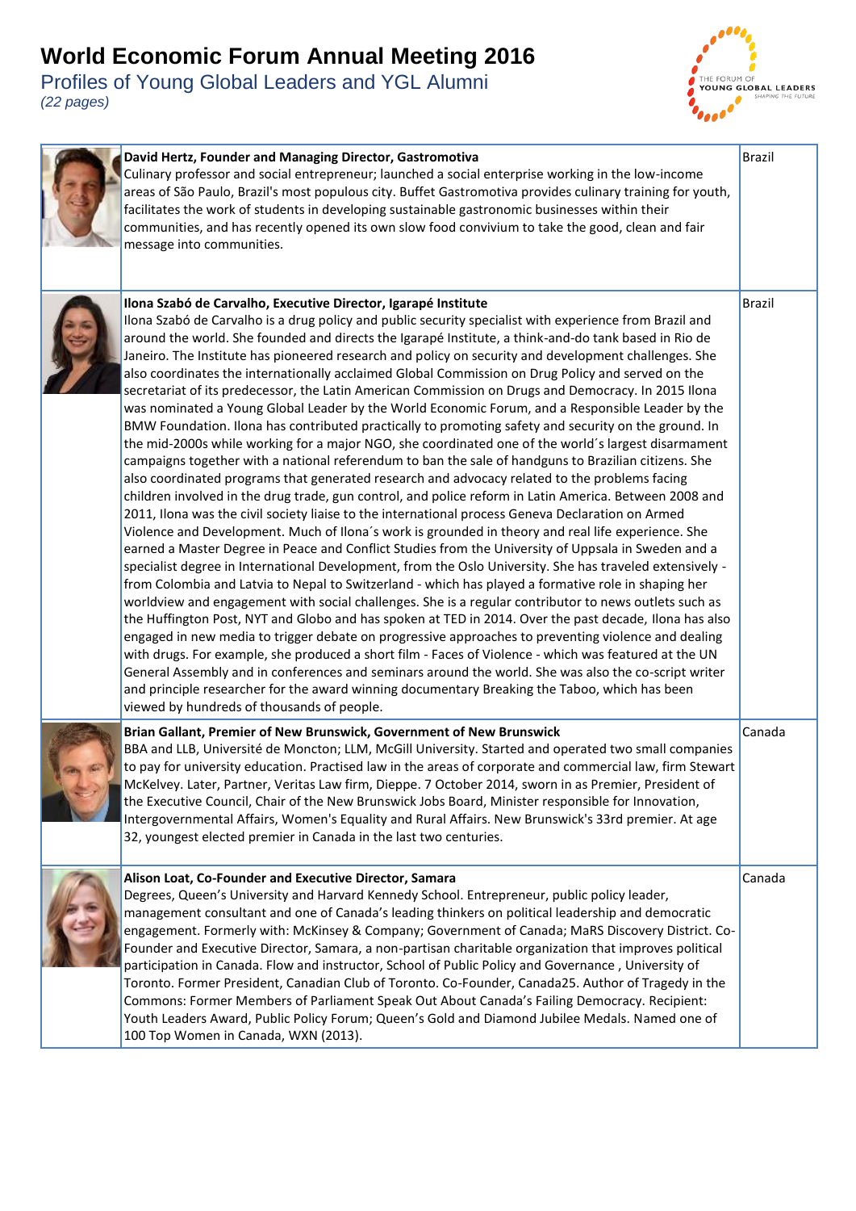# World Economic Forum Annual Meeting 2016

## Profiles of Young Global Leaders and YGL Alumni

*(22 pages)*

| | Profile | Country |
|---|---|---|
| | **David Hertz, Founder and Managing Director, Gastromotiva** Culinary professor and social entrepreneur; launched a social enterprise working in the low-income areas of São Paulo, Brazil's most populous city. Buffet Gastromotiva provides culinary training for youth, facilitates the work of students in developing sustainable gastronomic businesses within their communities, and has recently opened its own slow food convivium to take the good, clean and fair message into communities. | Brazil |
| | **Ilona Szabó de Carvalho, Executive Director, Igarapé Institute** Ilona Szabó de Carvalho is a drug policy and public security specialist with experience from Brazil and around the world. She founded and directs the Igarapé Institute, a think-and-do tank based in Rio de Janeiro. The Institute has pioneered research and policy on security and development challenges. She also coordinates the internationally acclaimed Global Commission on Drug Policy and served on the secretariat of its predecessor, the Latin American Commission on Drugs and Democracy. In 2015 Ilona was nominated a Young Global Leader by the World Economic Forum, and a Responsible Leader by the BMW Foundation. Ilona has contributed practically to promoting safety and security on the ground. In the mid-2000s while working for a major NGO, she coordinated one of the world´s largest disarmament campaigns together with a national referendum to ban the sale of handguns to Brazilian citizens. She also coordinated programs that generated research and advocacy related to the problems facing children involved in the drug trade, gun control, and police reform in Latin America. Between 2008 and 2011, Ilona was the civil society liaise to the international process Geneva Declaration on Armed Violence and Development. Much of Ilona´s work is grounded in theory and real life experience. She earned a Master Degree in Peace and Conflict Studies from the University of Uppsala in Sweden and a specialist degree in International Development, from the Oslo University. She has traveled extensively - from Colombia and Latvia to Nepal to Switzerland - which has played a formative role in shaping her worldview and engagement with social challenges. She is a regular contributor to news outlets such as the Huffington Post, NYT and Globo and has spoken at TED in 2014. Over the past decade, Ilona has also engaged in new media to trigger debate on progressive approaches to preventing violence and dealing with drugs. For example, she produced a short film - Faces of Violence - which was featured at the UN General Assembly and in conferences and seminars around the world. She was also the co-script writer and principle researcher for the award winning documentary Breaking the Taboo, which has been viewed by hundreds of thousands of people. | Brazil |
| | **Brian Gallant, Premier of New Brunswick, Government of New Brunswick** BBA and LLB, Université de Moncton; LLM, McGill University. Started and operated two small companies to pay for university education. Practised law in the areas of corporate and commercial law, firm Stewart McKelvey. Later, Partner, Veritas Law firm, Dieppe. 7 October 2014, sworn in as Premier, President of the Executive Council, Chair of the New Brunswick Jobs Board, Minister responsible for Innovation, Intergovernmental Affairs, Women's Equality and Rural Affairs. New Brunswick's 33rd premier. At age 32, youngest elected premier in Canada in the last two centuries. | Canada |
| | **Alison Loat, Co-Founder and Executive Director, Samara** Degrees, Queen's University and Harvard Kennedy School. Entrepreneur, public policy leader, management consultant and one of Canada's leading thinkers on political leadership and democratic engagement. Formerly with: McKinsey & Company; Government of Canada; MaRS Discovery District. Co-Founder and Executive Director, Samara, a non-partisan charitable organization that improves political participation in Canada. Flow and instructor, School of Public Policy and Governance , University of Toronto. Former President, Canadian Club of Toronto. Co-Founder, Canada25. Author of Tragedy in the Commons: Former Members of Parliament Speak Out About Canada's Failing Democracy. Recipient: Youth Leaders Award, Public Policy Forum; Queen's Gold and Diamond Jubilee Medals. Named one of 100 Top Women in Canada, WXN (2013). | Canada |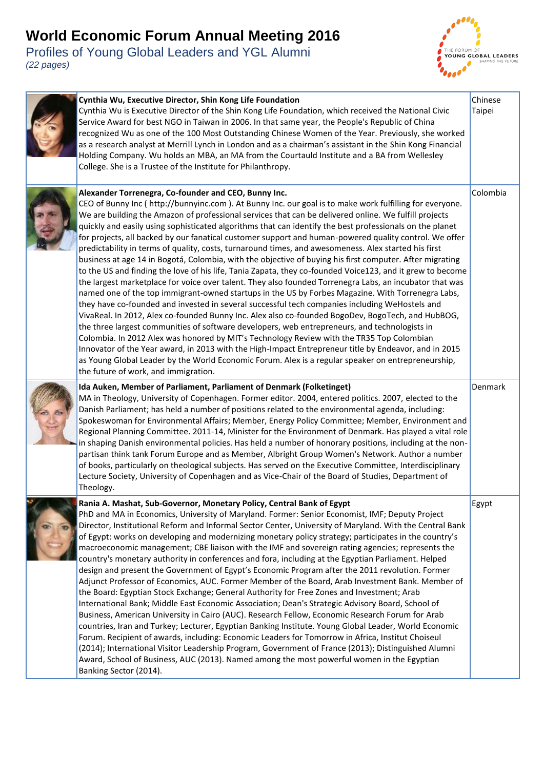# World Economic Forum Annual Meeting 2016

## Profiles of Young Global Leaders and YGL Alumni

*(22 pages)*

| | Profile | Country |
|---|---|---|
| | **Cynthia Wu, Executive Director, Shin Kong Life Foundation**<br>Cynthia Wu is Executive Director of the Shin Kong Life Foundation, which received the National Civic Service Award for best NGO in Taiwan in 2006. In that same year, the People's Republic of China recognized Wu as one of the 100 Most Outstanding Chinese Women of the Year. Previously, she worked as a research analyst at Merrill Lynch in London and as a chairman's assistant in the Shin Kong Financial Holding Company. Wu holds an MBA, an MA from the Courtauld Institute and a BA from Wellesley College. She is a Trustee of the Institute for Philanthropy. | Chinese Taipei |
| | **Alexander Torrenegra, Co-founder and CEO, Bunny Inc.**<br>CEO of Bunny Inc ( http://bunnyinc.com ). At Bunny Inc. our goal is to make work fulfilling for everyone. We are building the Amazon of professional services that can be delivered online. We fulfill projects quickly and easily using sophisticated algorithms that can identify the best professionals on the planet for projects, all backed by our fanatical customer support and human-powered quality control. We offer predictability in terms of quality, costs, turnaround times, and awesomeness. Alex started his first business at age 14 in Bogotá, Colombia, with the objective of buying his first computer. After migrating to the US and finding the love of his life, Tania Zapata, they co-founded Voice123, and it grew to become the largest marketplace for voice over talent. They also founded Torrenegra Labs, an incubator that was named one of the top immigrant-owned startups in the US by Forbes Magazine. With Torrenegra Labs, they have co-founded and invested in several successful tech companies including WeHostels and VivaReal. In 2012, Alex co-founded Bunny Inc. Alex also co-founded BogoDev, BogoTech, and HubBOG, the three largest communities of software developers, web entrepreneurs, and technologists in Colombia. In 2012 Alex was honored by MIT's Technology Review with the TR35 Top Colombian Innovator of the Year award, in 2013 with the High-Impact Entrepreneur title by Endeavor, and in 2015 as Young Global Leader by the World Economic Forum. Alex is a regular speaker on entrepreneurship, the future of work, and immigration. | Colombia |
| | **Ida Auken, Member of Parliament, Parliament of Denmark (Folketinget)**<br>MA in Theology, University of Copenhagen. Former editor. 2004, entered politics. 2007, elected to the Danish Parliament; has held a number of positions related to the environmental agenda, including: Spokeswoman for Environmental Affairs; Member, Energy Policy Committee; Member, Environment and Regional Planning Committee. 2011-14, Minister for the Environment of Denmark. Has played a vital role in shaping Danish environmental policies. Has held a number of honorary positions, including at the non-partisan think tank Forum Europe and as Member, Albright Group Women's Network. Author a number of books, particularly on theological subjects. Has served on the Executive Committee, Interdisciplinary Lecture Society, University of Copenhagen and as Vice-Chair of the Board of Studies, Department of Theology. | Denmark |
| | **Rania A. Mashat, Sub-Governor, Monetary Policy, Central Bank of Egypt**<br>PhD and MA in Economics, University of Maryland. Former: Senior Economist, IMF; Deputy Project Director, Institutional Reform and Informal Sector Center, University of Maryland. With the Central Bank of Egypt: works on developing and modernizing monetary policy strategy; participates in the country's macroeconomic management; CBE liaison with the IMF and sovereign rating agencies; represents the country's monetary authority in conferences and fora, including at the Egyptian Parliament. Helped design and present the Government of Egypt's Economic Program after the 2011 revolution. Former Adjunct Professor of Economics, AUC. Former Member of the Board, Arab Investment Bank. Member of the Board: Egyptian Stock Exchange; General Authority for Free Zones and Investment; Arab International Bank; Middle East Economic Association; Dean's Strategic Advisory Board, School of Business, American University in Cairo (AUC). Research Fellow, Economic Research Forum for Arab countries, Iran and Turkey; Lecturer, Egyptian Banking Institute. Young Global Leader, World Economic Forum. Recipient of awards, including: Economic Leaders for Tomorrow in Africa, Institut Choiseul (2014); International Visitor Leadership Program, Government of France (2013); Distinguished Alumni Award, School of Business, AUC (2013). Named among the most powerful women in the Egyptian Banking Sector (2014). | Egypt |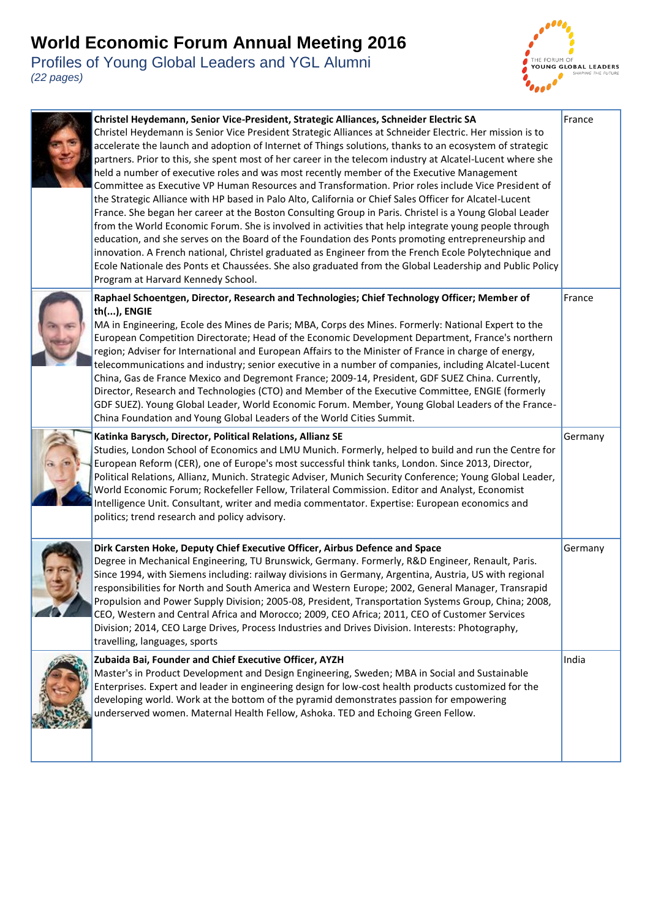# World Economic Forum Annual Meeting 2016

Profiles of Young Global Leaders and YGL Alumni

*(22 pages)*

| Profile | Country |
| --- | --- |
| **Christel Heydemann, Senior Vice-President, Strategic Alliances, Schneider Electric SA**<br>Christel Heydemann is Senior Vice President Strategic Alliances at Schneider Electric. Her mission is to accelerate the launch and adoption of Internet of Things solutions, thanks to an ecosystem of strategic partners. Prior to this, she spent most of her career in the telecom industry at Alcatel-Lucent where she held a number of executive roles and was most recently member of the Executive Management Committee as Executive VP Human Resources and Transformation. Prior roles include Vice President of the Strategic Alliance with HP based in Palo Alto, California or Chief Sales Officer for Alcatel-Lucent France. She began her career at the Boston Consulting Group in Paris. Christel is a Young Global Leader from the World Economic Forum. She is involved in activities that help integrate young people through education, and she serves on the Board of the Foundation des Ponts promoting entrepreneurship and innovation. A French national, Christel graduated as Engineer from the French Ecole Polytechnique and Ecole Nationale des Ponts et Chaussées. She also graduated from the Global Leadership and Public Policy Program at Harvard Kennedy School. | France |
| **Raphael Schoentgen, Director, Research and Technologies; Chief Technology Officer; Member of th(...), ENGIE**<br>MA in Engineering, Ecole des Mines de Paris; MBA, Corps des Mines. Formerly: National Expert to the European Competition Directorate; Head of the Economic Development Department, France's northern region; Adviser for International and European Affairs to the Minister of France in charge of energy, telecommunications and industry; senior executive in a number of companies, including Alcatel-Lucent China, Gas de France Mexico and Degremont France; 2009-14, President, GDF SUEZ China. Currently, Director, Research and Technologies (CTO) and Member of the Executive Committee, ENGIE (formerly GDF SUEZ). Young Global Leader, World Economic Forum. Member, Young Global Leaders of the France-China Foundation and Young Global Leaders of the World Cities Summit. | France |
| **Katinka Barysch, Director, Political Relations, Allianz SE**<br>Studies, London School of Economics and LMU Munich. Formerly, helped to build and run the Centre for European Reform (CER), one of Europe's most successful think tanks, London. Since 2013, Director, Political Relations, Allianz, Munich. Strategic Adviser, Munich Security Conference; Young Global Leader, World Economic Forum; Rockefeller Fellow, Trilateral Commission. Editor and Analyst, Economist Intelligence Unit. Consultant, writer and media commentator. Expertise: European economics and politics; trend research and policy advisory. | Germany |
| **Dirk Carsten Hoke, Deputy Chief Executive Officer, Airbus Defence and Space**<br>Degree in Mechanical Engineering, TU Brunswick, Germany. Formerly, R&D Engineer, Renault, Paris. Since 1994, with Siemens including: railway divisions in Germany, Argentina, Austria, US with regional responsibilities for North and South America and Western Europe; 2002, General Manager, Transrapid Propulsion and Power Supply Division; 2005-08, President, Transportation Systems Group, China; 2008, CEO, Western and Central Africa and Morocco; 2009, CEO Africa; 2011, CEO of Customer Services Division; 2014, CEO Large Drives, Process Industries and Drives Division. Interests: Photography, travelling, languages, sports | Germany |
| **Zubaida Bai, Founder and Chief Executive Officer, AYZH**<br>Master's in Product Development and Design Engineering, Sweden; MBA in Social and Sustainable Enterprises. Expert and leader in engineering design for low-cost health products customized for the developing world. Work at the bottom of the pyramid demonstrates passion for empowering underserved women. Maternal Health Fellow, Ashoka. TED and Echoing Green Fellow. | India |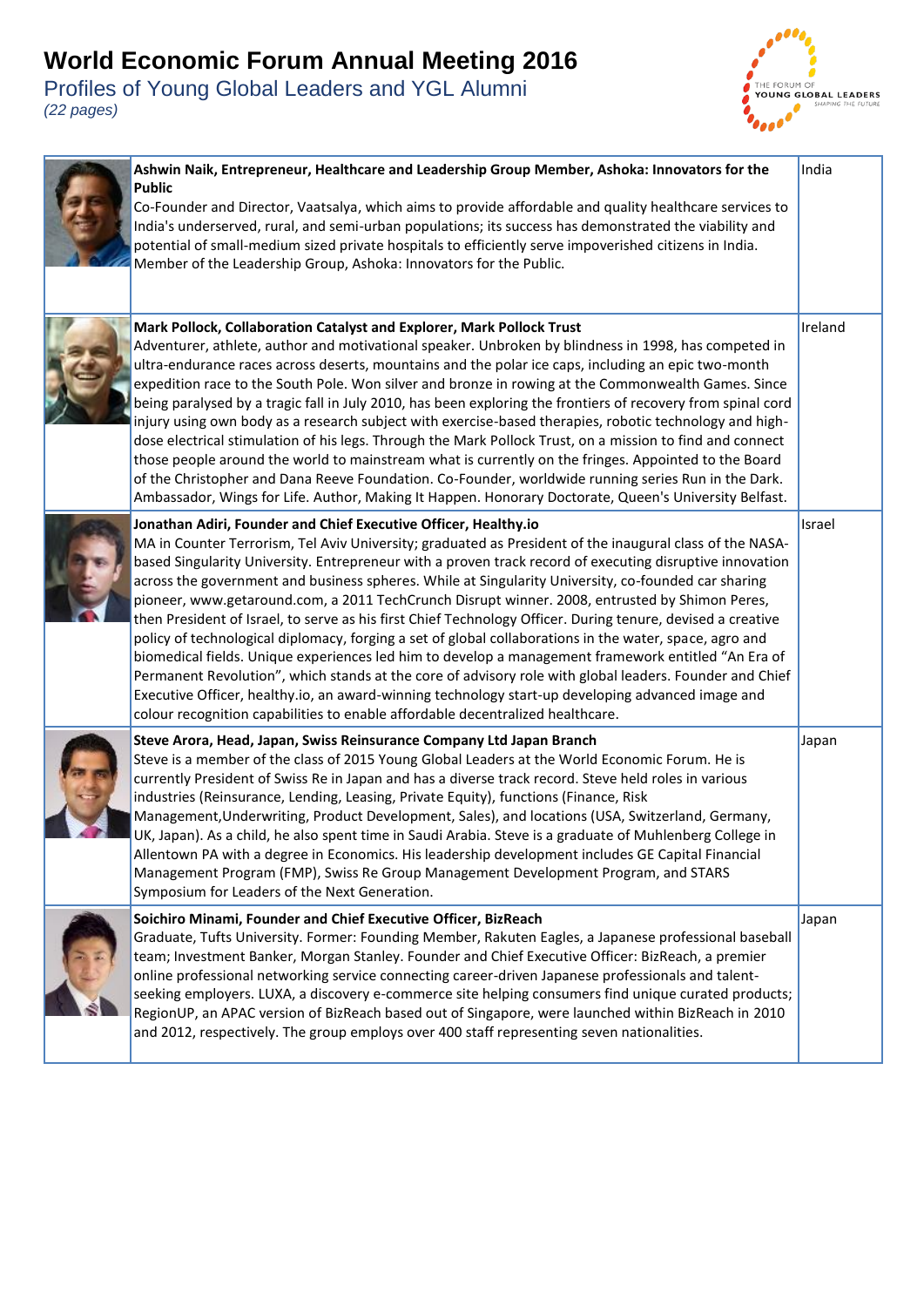# World Economic Forum Annual Meeting 2016

Profiles of Young Global Leaders and YGL Alumni

*(22 pages)*

| Profile | Country |
|---|---|
| **Ashwin Naik, Entrepreneur, Healthcare and Leadership Group Member, Ashoka: Innovators for the Public**<br>Co-Founder and Director, Vaatsalya, which aims to provide affordable and quality healthcare services to India's underserved, rural, and semi-urban populations; its success has demonstrated the viability and potential of small-medium sized private hospitals to efficiently serve impoverished citizens in India. Member of the Leadership Group, Ashoka: Innovators for the Public. | India |
| **Mark Pollock, Collaboration Catalyst and Explorer, Mark Pollock Trust**<br>Adventurer, athlete, author and motivational speaker. Unbroken by blindness in 1998, has competed in ultra-endurance races across deserts, mountains and the polar ice caps, including an epic two-month expedition race to the South Pole. Won silver and bronze in rowing at the Commonwealth Games. Since being paralysed by a tragic fall in July 2010, has been exploring the frontiers of recovery from spinal cord injury using own body as a research subject with exercise-based therapies, robotic technology and high-dose electrical stimulation of his legs. Through the Mark Pollock Trust, on a mission to find and connect those people around the world to mainstream what is currently on the fringes. Appointed to the Board of the Christopher and Dana Reeve Foundation. Co-Founder, worldwide running series Run in the Dark. Ambassador, Wings for Life. Author, Making It Happen. Honorary Doctorate, Queen's University Belfast. | Ireland |
| **Jonathan Adiri, Founder and Chief Executive Officer, Healthy.io**<br>MA in Counter Terrorism, Tel Aviv University; graduated as President of the inaugural class of the NASA-based Singularity University. Entrepreneur with a proven track record of executing disruptive innovation across the government and business spheres. While at Singularity University, co-founded car sharing pioneer, www.getaround.com, a 2011 TechCrunch Disrupt winner. 2008, entrusted by Shimon Peres, then President of Israel, to serve as his first Chief Technology Officer. During tenure, devised a creative policy of technological diplomacy, forging a set of global collaborations in the water, space, agro and biomedical fields. Unique experiences led him to develop a management framework entitled "An Era of Permanent Revolution", which stands at the core of advisory role with global leaders. Founder and Chief Executive Officer, healthy.io, an award-winning technology start-up developing advanced image and colour recognition capabilities to enable affordable decentralized healthcare. | Israel |
| **Steve Arora, Head, Japan, Swiss Reinsurance Company Ltd Japan Branch**<br>Steve is a member of the class of 2015 Young Global Leaders at the World Economic Forum. He is currently President of Swiss Re in Japan and has a diverse track record. Steve held roles in various industries (Reinsurance, Lending, Leasing, Private Equity), functions (Finance, Risk Management,Underwriting, Product Development, Sales), and locations (USA, Switzerland, Germany, UK, Japan). As a child, he also spent time in Saudi Arabia. Steve is a graduate of Muhlenberg College in Allentown PA with a degree in Economics. His leadership development includes GE Capital Financial Management Program (FMP), Swiss Re Group Management Development Program, and STARS Symposium for Leaders of the Next Generation. | Japan |
| **Soichiro Minami, Founder and Chief Executive Officer, BizReach**<br>Graduate, Tufts University. Former: Founding Member, Rakuten Eagles, a Japanese professional baseball team; Investment Banker, Morgan Stanley. Founder and Chief Executive Officer: BizReach, a premier online professional networking service connecting career-driven Japanese professionals and talent-seeking employers. LUXA, a discovery e-commerce site helping consumers find unique curated products; RegionUP, an APAC version of BizReach based out of Singapore, were launched within BizReach in 2010 and 2012, respectively. The group employs over 400 staff representing seven nationalities. | Japan |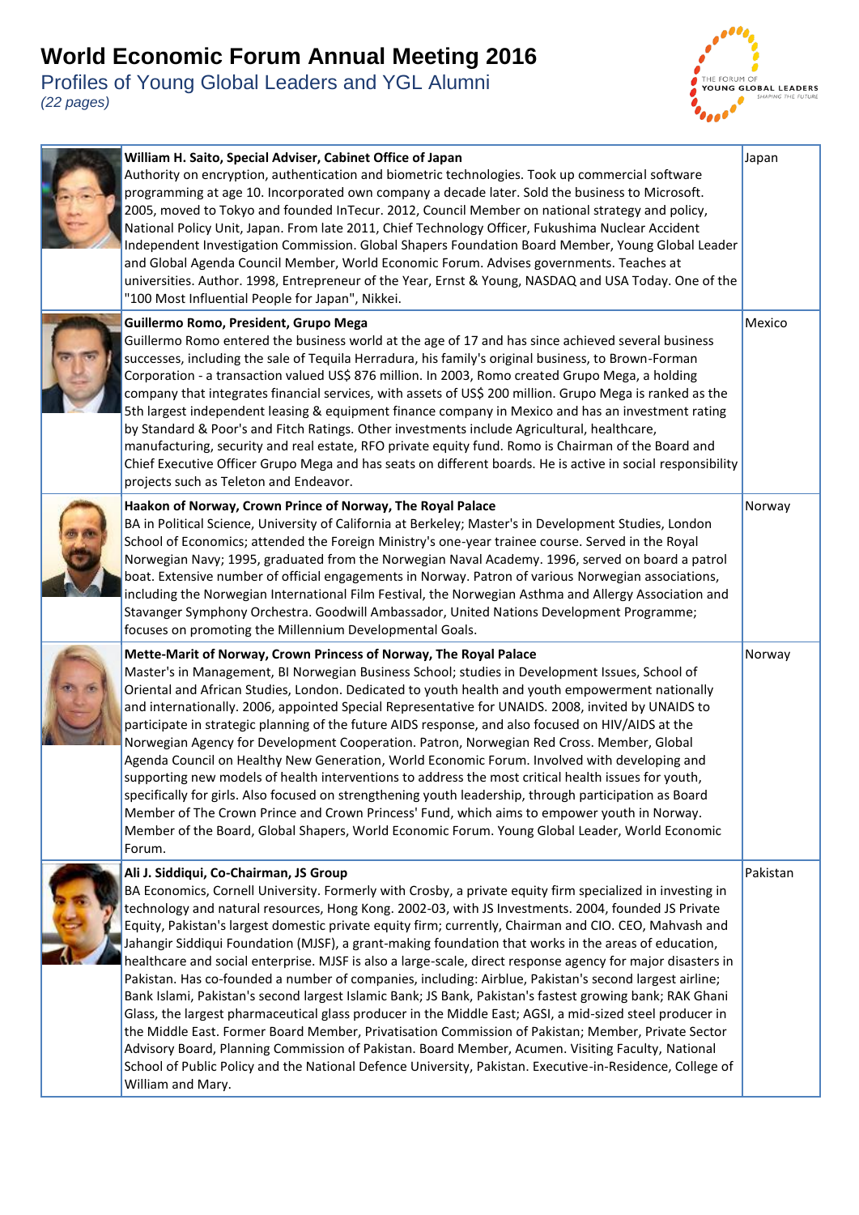# World Economic Forum Annual Meeting 2016

Profiles of Young Global Leaders and YGL Alumni

*(22 pages)*

| Profile | Country |
|---|---|
| **William H. Saito, Special Adviser, Cabinet Office of Japan**<br>Authority on encryption, authentication and biometric technologies. Took up commercial software programming at age 10. Incorporated own company a decade later. Sold the business to Microsoft. 2005, moved to Tokyo and founded InTecur. 2012, Council Member on national strategy and policy, National Policy Unit, Japan. From late 2011, Chief Technology Officer, Fukushima Nuclear Accident Independent Investigation Commission. Global Shapers Foundation Board Member, Young Global Leader and Global Agenda Council Member, World Economic Forum. Advises governments. Teaches at universities. Author. 1998, Entrepreneur of the Year, Ernst & Young, NASDAQ and USA Today. One of the "100 Most Influential People for Japan", Nikkei. | Japan |
| **Guillermo Romo, President, Grupo Mega**<br>Guillermo Romo entered the business world at the age of 17 and has since achieved several business successes, including the sale of Tequila Herradura, his family's original business, to Brown-Forman Corporation - a transaction valued US$ 876 million. In 2003, Romo created Grupo Mega, a holding company that integrates financial services, with assets of US$ 200 million. Grupo Mega is ranked as the 5th largest independent leasing & equipment finance company in Mexico and has an investment rating by Standard & Poor's and Fitch Ratings. Other investments include Agricultural, healthcare, manufacturing, security and real estate, RFO private equity fund. Romo is Chairman of the Board and Chief Executive Officer Grupo Mega and has seats on different boards. He is active in social responsibility projects such as Teleton and Endeavor. | Mexico |
| **Haakon of Norway, Crown Prince of Norway, The Royal Palace**<br>BA in Political Science, University of California at Berkeley; Master's in Development Studies, London School of Economics; attended the Foreign Ministry's one-year trainee course. Served in the Royal Norwegian Navy; 1995, graduated from the Norwegian Naval Academy. 1996, served on board a patrol boat. Extensive number of official engagements in Norway. Patron of various Norwegian associations, including the Norwegian International Film Festival, the Norwegian Asthma and Allergy Association and Stavanger Symphony Orchestra. Goodwill Ambassador, United Nations Development Programme; focuses on promoting the Millennium Developmental Goals. | Norway |
| **Mette-Marit of Norway, Crown Princess of Norway, The Royal Palace**<br>Master's in Management, BI Norwegian Business School; studies in Development Issues, School of Oriental and African Studies, London. Dedicated to youth health and youth empowerment nationally and internationally. 2006, appointed Special Representative for UNAIDS. 2008, invited by UNAIDS to participate in strategic planning of the future AIDS response, and also focused on HIV/AIDS at the Norwegian Agency for Development Cooperation. Patron, Norwegian Red Cross. Member, Global Agenda Council on Healthy New Generation, World Economic Forum. Involved with developing and supporting new models of health interventions to address the most critical health issues for youth, specifically for girls. Also focused on strengthening youth leadership, through participation as Board Member of The Crown Prince and Crown Princess' Fund, which aims to empower youth in Norway. Member of the Board, Global Shapers, World Economic Forum. Young Global Leader, World Economic Forum. | Norway |
| **Ali J. Siddiqui, Co-Chairman, JS Group**<br>BA Economics, Cornell University. Formerly with Crosby, a private equity firm specialized in investing in technology and natural resources, Hong Kong. 2002-03, with JS Investments. 2004, founded JS Private Equity, Pakistan's largest domestic private equity firm; currently, Chairman and CIO. CEO, Mahvash and Jahangir Siddiqui Foundation (MJSF), a grant-making foundation that works in the areas of education, healthcare and social enterprise. MJSF is also a large-scale, direct response agency for major disasters in Pakistan. Has co-founded a number of companies, including: Airblue, Pakistan's second largest airline; Bank Islami, Pakistan's second largest Islamic Bank; JS Bank, Pakistan's fastest growing bank; RAK Ghani Glass, the largest pharmaceutical glass producer in the Middle East; AGSI, a mid-sized steel producer in the Middle East. Former Board Member, Privatisation Commission of Pakistan; Member, Private Sector Advisory Board, Planning Commission of Pakistan. Board Member, Acumen. Visiting Faculty, National School of Public Policy and the National Defence University, Pakistan. Executive-in-Residence, College of William and Mary. | Pakistan |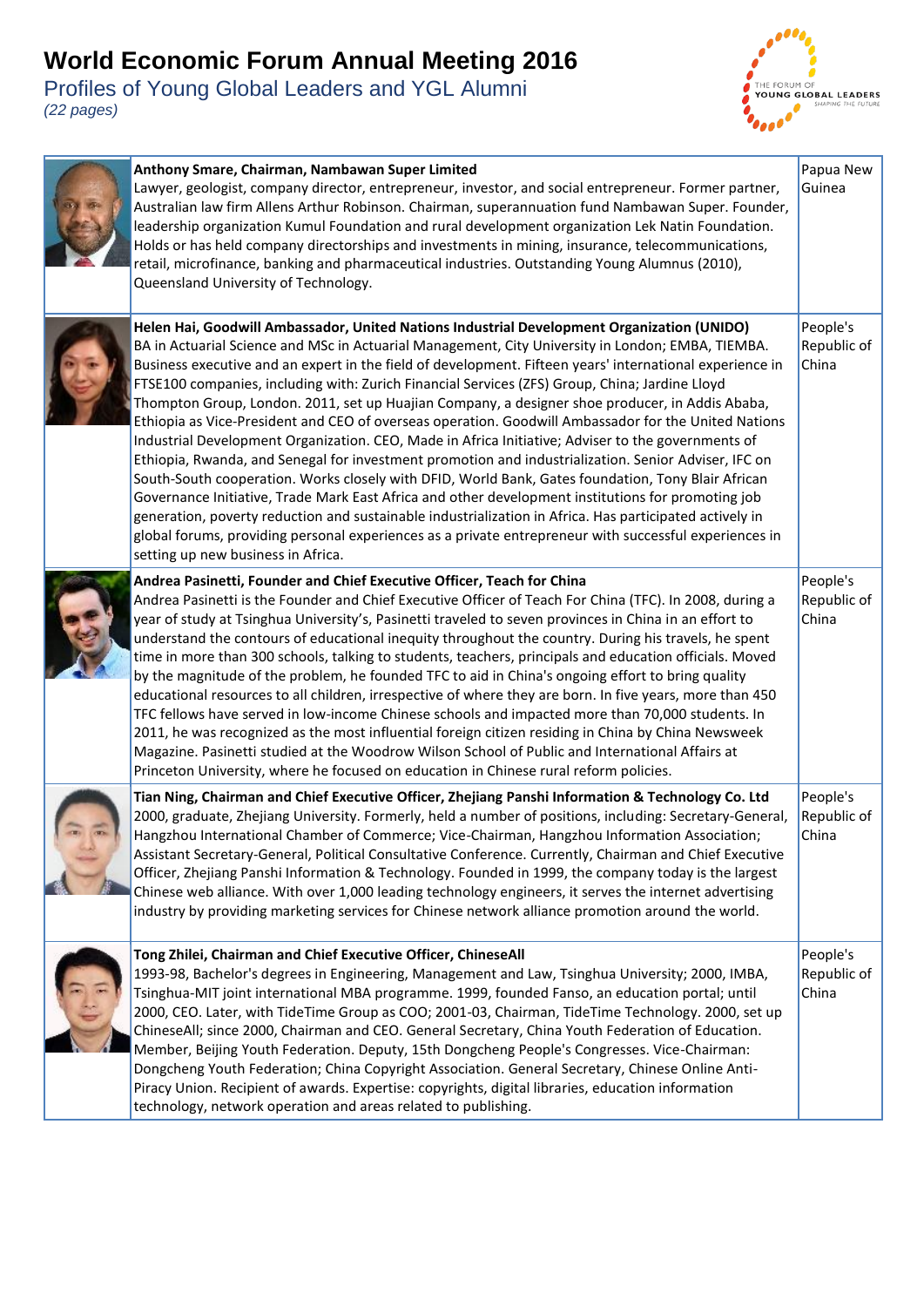# World Economic Forum Annual Meeting 2016

Profiles of Young Global Leaders and YGL Alumni

*(22 pages)*

| | Profile | Country |
|---|---|---|
| | **Anthony Smare, Chairman, Nambawan Super Limited** Lawyer, geologist, company director, entrepreneur, investor, and social entrepreneur. Former partner, Australian law firm Allens Arthur Robinson. Chairman, superannuation fund Nambawan Super. Founder, leadership organization Kumul Foundation and rural development organization Lek Natin Foundation. Holds or has held company directorships and investments in mining, insurance, telecommunications, retail, microfinance, banking and pharmaceutical industries. Outstanding Young Alumnus (2010), Queensland University of Technology. | Papua New Guinea |
| | **Helen Hai, Goodwill Ambassador, United Nations Industrial Development Organization (UNIDO)** BA in Actuarial Science and MSc in Actuarial Management, City University in London; EMBA, TIEMBA. Business executive and an expert in the field of development. Fifteen years' international experience in FTSE100 companies, including with: Zurich Financial Services (ZFS) Group, China; Jardine Lloyd Thompton Group, London. 2011, set up Huajian Company, a designer shoe producer, in Addis Ababa, Ethiopia as Vice-President and CEO of overseas operation. Goodwill Ambassador for the United Nations Industrial Development Organization. CEO, Made in Africa Initiative; Adviser to the governments of Ethiopia, Rwanda, and Senegal for investment promotion and industrialization. Senior Adviser, IFC on South-South cooperation. Works closely with DFID, World Bank, Gates foundation, Tony Blair African Governance Initiative, Trade Mark East Africa and other development institutions for promoting job generation, poverty reduction and sustainable industrialization in Africa. Has participated actively in global forums, providing personal experiences as a private entrepreneur with successful experiences in setting up new business in Africa. | People's Republic of China |
| | **Andrea Pasinetti, Founder and Chief Executive Officer, Teach for China** Andrea Pasinetti is the Founder and Chief Executive Officer of Teach For China (TFC). In 2008, during a year of study at Tsinghua University's, Pasinetti traveled to seven provinces in China in an effort to understand the contours of educational inequity throughout the country. During his travels, he spent time in more than 300 schools, talking to students, teachers, principals and education officials. Moved by the magnitude of the problem, he founded TFC to aid in China's ongoing effort to bring quality educational resources to all children, irrespective of where they are born. In five years, more than 450 TFC fellows have served in low-income Chinese schools and impacted more than 70,000 students. In 2011, he was recognized as the most influential foreign citizen residing in China by China Newsweek Magazine. Pasinetti studied at the Woodrow Wilson School of Public and International Affairs at Princeton University, where he focused on education in Chinese rural reform policies. | People's Republic of China |
| | **Tian Ning, Chairman and Chief Executive Officer, Zhejiang Panshi Information & Technology Co. Ltd** 2000, graduate, Zhejiang University. Formerly, held a number of positions, including: Secretary-General, Hangzhou International Chamber of Commerce; Vice-Chairman, Hangzhou Information Association; Assistant Secretary-General, Political Consultative Conference. Currently, Chairman and Chief Executive Officer, Zhejiang Panshi Information & Technology. Founded in 1999, the company today is the largest Chinese web alliance. With over 1,000 leading technology engineers, it serves the internet advertising industry by providing marketing services for Chinese network alliance promotion around the world. | People's Republic of China |
| | **Tong Zhilei, Chairman and Chief Executive Officer, ChineseAll** 1993-98, Bachelor's degrees in Engineering, Management and Law, Tsinghua University; 2000, IMBA, Tsinghua-MIT joint international MBA programme. 1999, founded Fanso, an education portal; until 2000, CEO. Later, with TideTime Group as COO; 2001-03, Chairman, TideTime Technology. 2000, set up ChineseAll; since 2000, Chairman and CEO. General Secretary, China Youth Federation of Education. Member, Beijing Youth Federation. Deputy, 15th Dongcheng People's Congresses. Vice-Chairman: Dongcheng Youth Federation; China Copyright Association. General Secretary, Chinese Online Anti-Piracy Union. Recipient of awards. Expertise: copyrights, digital libraries, education information technology, network operation and areas related to publishing. | People's Republic of China |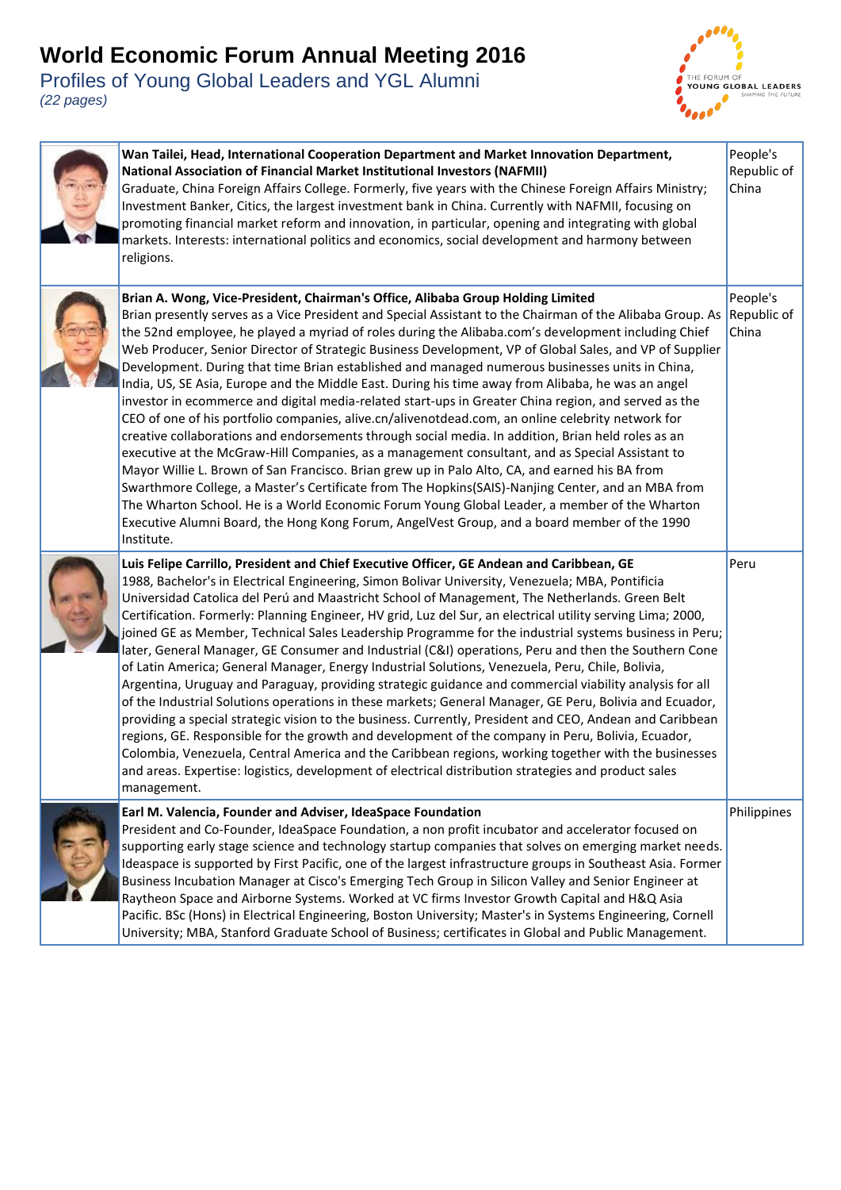# World Economic Forum Annual Meeting 2016

Profiles of Young Global Leaders and YGL Alumni

*(22 pages)*

| | Profile | Country |
|---|---|---|
| | **Wan Tailei, Head, International Cooperation Department and Market Innovation Department, National Association of Financial Market Institutional Investors (NAFMII)** Graduate, China Foreign Affairs College. Formerly, five years with the Chinese Foreign Affairs Ministry; Investment Banker, Citics, the largest investment bank in China. Currently with NAFMII, focusing on promoting financial market reform and innovation, in particular, opening and integrating with global markets. Interests: international politics and economics, social development and harmony between religions. | People's Republic of China |
| | **Brian A. Wong, Vice-President, Chairman's Office, Alibaba Group Holding Limited** Brian presently serves as a Vice President and Special Assistant to the Chairman of the Alibaba Group. As the 52nd employee, he played a myriad of roles during the Alibaba.com's development including Chief Web Producer, Senior Director of Strategic Business Development, VP of Global Sales, and VP of Supplier Development. During that time Brian established and managed numerous businesses units in China, India, US, SE Asia, Europe and the Middle East. During his time away from Alibaba, he was an angel investor in ecommerce and digital media-related start-ups in Greater China region, and served as the CEO of one of his portfolio companies, alive.cn/alivenotdead.com, an online celebrity network for creative collaborations and endorsements through social media. In addition, Brian held roles as an executive at the McGraw-Hill Companies, as a management consultant, and as Special Assistant to Mayor Willie L. Brown of San Francisco. Brian grew up in Palo Alto, CA, and earned his BA from Swarthmore College, a Master's Certificate from The Hopkins(SAIS)-Nanjing Center, and an MBA from The Wharton School. He is a World Economic Forum Young Global Leader, a member of the Wharton Executive Alumni Board, the Hong Kong Forum, AngelVest Group, and a board member of the 1990 Institute. | People's Republic of China |
| | **Luis Felipe Carrillo, President and Chief Executive Officer, GE Andean and Caribbean, GE** 1988, Bachelor's in Electrical Engineering, Simon Bolivar University, Venezuela; MBA, Pontificia Universidad Catolica del Perú and Maastricht School of Management, The Netherlands. Green Belt Certification. Formerly: Planning Engineer, HV grid, Luz del Sur, an electrical utility serving Lima; 2000, joined GE as Member, Technical Sales Leadership Programme for the industrial systems business in Peru; later, General Manager, GE Consumer and Industrial (C&I) operations, Peru and then the Southern Cone of Latin America; General Manager, Energy Industrial Solutions, Venezuela, Peru, Chile, Bolivia, Argentina, Uruguay and Paraguay, providing strategic guidance and commercial viability analysis for all of the Industrial Solutions operations in these markets; General Manager, GE Peru, Bolivia and Ecuador, providing a special strategic vision to the business. Currently, President and CEO, Andean and Caribbean regions, GE. Responsible for the growth and development of the company in Peru, Bolivia, Ecuador, Colombia, Venezuela, Central America and the Caribbean regions, working together with the businesses and areas. Expertise: logistics, development of electrical distribution strategies and product sales management. | Peru |
| | **Earl M. Valencia, Founder and Adviser, IdeaSpace Foundation** President and Co-Founder, IdeaSpace Foundation, a non profit incubator and accelerator focused on supporting early stage science and technology startup companies that solves on emerging market needs. Ideaspace is supported by First Pacific, one of the largest infrastructure groups in Southeast Asia. Former Business Incubation Manager at Cisco's Emerging Tech Group in Silicon Valley and Senior Engineer at Raytheon Space and Airborne Systems. Worked at VC firms Investor Growth Capital and H&Q Asia Pacific. BSc (Hons) in Electrical Engineering, Boston University; Master's in Systems Engineering, Cornell University; MBA, Stanford Graduate School of Business; certificates in Global and Public Management. | Philippines |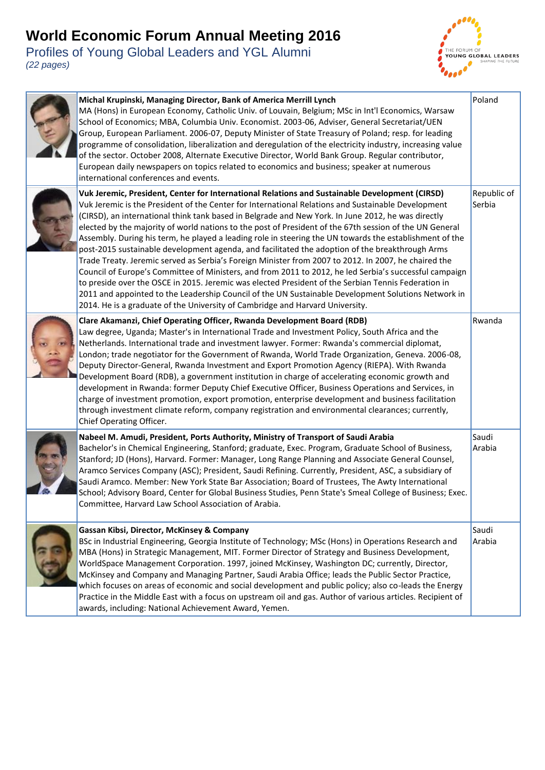# World Economic Forum Annual Meeting 2016

Profiles of Young Global Leaders and YGL Alumni

*(22 pages)*

| Profile | Country |
|---|---|
| **Michal Krupinski, Managing Director, Bank of America Merrill Lynch**<br>MA (Hons) in European Economy, Catholic Univ. of Louvain, Belgium; MSc in Int'l Economics, Warsaw School of Economics; MBA, Columbia Univ. Economist. 2003-06, Adviser, General Secretariat/UEN Group, European Parliament. 2006-07, Deputy Minister of State Treasury of Poland; resp. for leading programme of consolidation, liberalization and deregulation of the electricity industry, increasing value of the sector. October 2008, Alternate Executive Director, World Bank Group. Regular contributor, European daily newspapers on topics related to economics and business; speaker at numerous international conferences and events. | Poland |
| **Vuk Jeremic, President, Center for International Relations and Sustainable Development (CIRSD)**<br>Vuk Jeremic is the President of the Center for International Relations and Sustainable Development (CIRSD), an international think tank based in Belgrade and New York. In June 2012, he was directly elected by the majority of world nations to the post of President of the 67th session of the UN General Assembly. During his term, he played a leading role in steering the UN towards the establishment of the post-2015 sustainable development agenda, and facilitated the adoption of the breakthrough Arms Trade Treaty. Jeremic served as Serbia's Foreign Minister from 2007 to 2012. In 2007, he chaired the Council of Europe's Committee of Ministers, and from 2011 to 2012, he led Serbia's successful campaign to preside over the OSCE in 2015. Jeremic was elected President of the Serbian Tennis Federation in 2011 and appointed to the Leadership Council of the UN Sustainable Development Solutions Network in 2014. He is a graduate of the University of Cambridge and Harvard University. | Republic of Serbia |
| **Clare Akamanzi, Chief Operating Officer, Rwanda Development Board (RDB)**<br>Law degree, Uganda; Master's in International Trade and Investment Policy, South Africa and the Netherlands. International trade and investment lawyer. Former: Rwanda's commercial diplomat, London; trade negotiator for the Government of Rwanda, World Trade Organization, Geneva. 2006-08, Deputy Director-General, Rwanda Investment and Export Promotion Agency (RIEPA). With Rwanda Development Board (RDB), a government institution in charge of accelerating economic growth and development in Rwanda: former Deputy Chief Executive Officer, Business Operations and Services, in charge of investment promotion, export promotion, enterprise development and business facilitation through investment climate reform, company registration and environmental clearances; currently, Chief Operating Officer. | Rwanda |
| **Nabeel M. Amudi, President, Ports Authority, Ministry of Transport of Saudi Arabia**<br>Bachelor's in Chemical Engineering, Stanford; graduate, Exec. Program, Graduate School of Business, Stanford; JD (Hons), Harvard. Former: Manager, Long Range Planning and Associate General Counsel, Aramco Services Company (ASC); President, Saudi Refining. Currently, President, ASC, a subsidiary of Saudi Aramco. Member: New York State Bar Association; Board of Trustees, The Awty International School; Advisory Board, Center for Global Business Studies, Penn State's Smeal College of Business; Exec. Committee, Harvard Law School Association of Arabia. | Saudi Arabia |
| **Gassan Kibsi, Director, McKinsey & Company**<br>BSc in Industrial Engineering, Georgia Institute of Technology; MSc (Hons) in Operations Research and MBA (Hons) in Strategic Management, MIT. Former Director of Strategy and Business Development, WorldSpace Management Corporation. 1997, joined McKinsey, Washington DC; currently, Director, McKinsey and Company and Managing Partner, Saudi Arabia Office; leads the Public Sector Practice, which focuses on areas of economic and social development and public policy; also co-leads the Energy Practice in the Middle East with a focus on upstream oil and gas. Author of various articles. Recipient of awards, including: National Achievement Award, Yemen. | Saudi Arabia |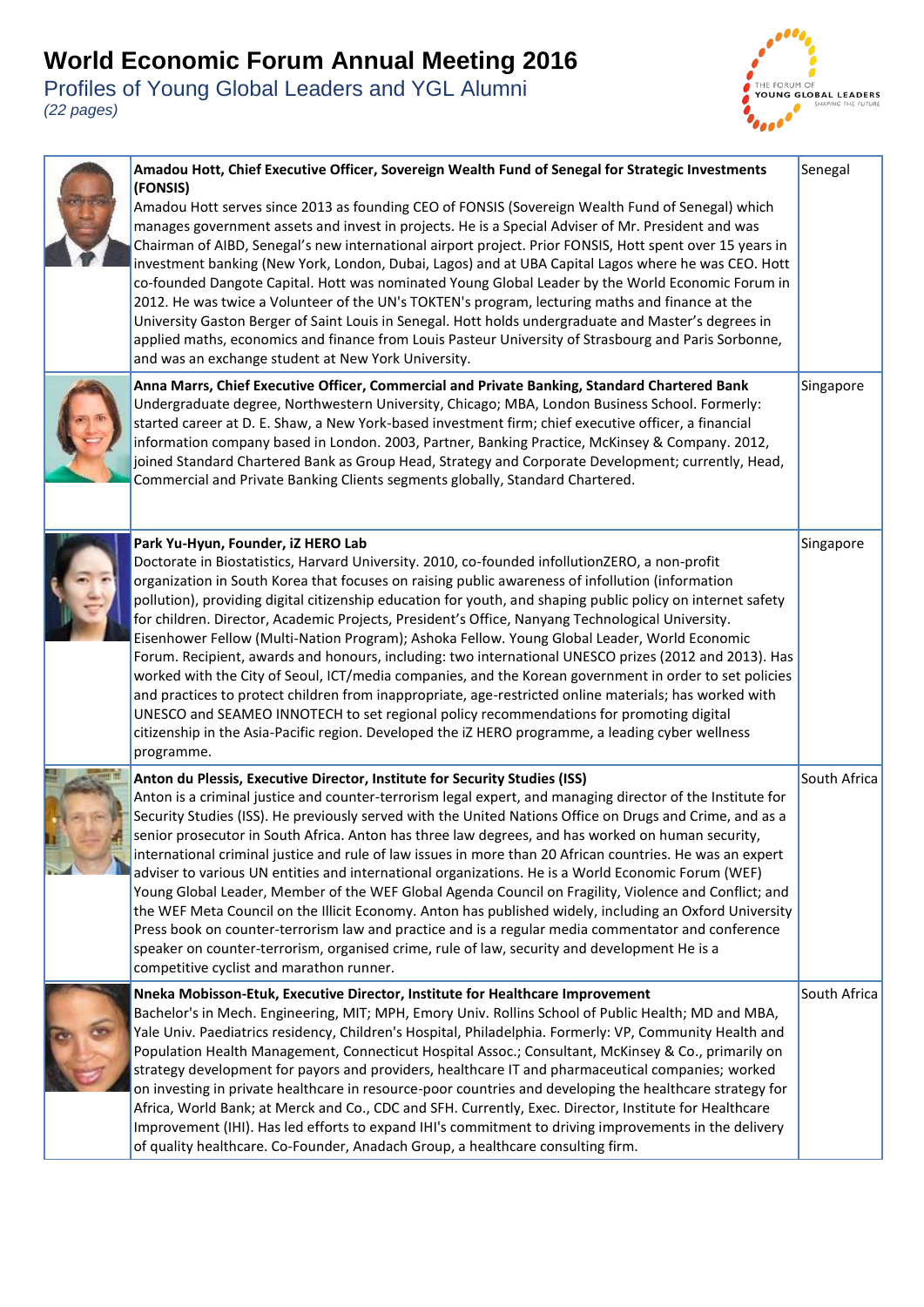# World Economic Forum Annual Meeting 2016

Profiles of Young Global Leaders and YGL Alumni

*(22 pages)*

| Profile | Country |
|---|---|
| **Amadou Hott, Chief Executive Officer, Sovereign Wealth Fund of Senegal for Strategic Investments (FONSIS)** Amadou Hott serves since 2013 as founding CEO of FONSIS (Sovereign Wealth Fund of Senegal) which manages government assets and invest in projects. He is a Special Adviser of Mr. President and was Chairman of AIBD, Senegal's new international airport project. Prior FONSIS, Hott spent over 15 years in investment banking (New York, London, Dubai, Lagos) and at UBA Capital Lagos where he was CEO. Hott co-founded Dangote Capital. Hott was nominated Young Global Leader by the World Economic Forum in 2012. He was twice a Volunteer of the UN's TOKTEN's program, lecturing maths and finance at the University Gaston Berger of Saint Louis in Senegal. Hott holds undergraduate and Master's degrees in applied maths, economics and finance from Louis Pasteur University of Strasbourg and Paris Sorbonne, and was an exchange student at New York University. | Senegal |
| **Anna Marrs, Chief Executive Officer, Commercial and Private Banking, Standard Chartered Bank** Undergraduate degree, Northwestern University, Chicago; MBA, London Business School. Formerly: started career at D. E. Shaw, a New York-based investment firm; chief executive officer, a financial information company based in London. 2003, Partner, Banking Practice, McKinsey & Company. 2012, joined Standard Chartered Bank as Group Head, Strategy and Corporate Development; currently, Head, Commercial and Private Banking Clients segments globally, Standard Chartered. | Singapore |
| **Park Yu-Hyun, Founder, iZ HERO Lab** Doctorate in Biostatistics, Harvard University. 2010, co-founded infollutionZERO, a non-profit organization in South Korea that focuses on raising public awareness of infollution (information pollution), providing digital citizenship education for youth, and shaping public policy on internet safety for children. Director, Academic Projects, President's Office, Nanyang Technological University. Eisenhower Fellow (Multi-Nation Program); Ashoka Fellow. Young Global Leader, World Economic Forum. Recipient, awards and honours, including: two international UNESCO prizes (2012 and 2013). Has worked with the City of Seoul, ICT/media companies, and the Korean government in order to set policies and practices to protect children from inappropriate, age-restricted online materials; has worked with UNESCO and SEAMEO INNOTECH to set regional policy recommendations for promoting digital citizenship in the Asia-Pacific region. Developed the iZ HERO programme, a leading cyber wellness programme. | Singapore |
| **Anton du Plessis, Executive Director, Institute for Security Studies (ISS)** Anton is a criminal justice and counter-terrorism legal expert, and managing director of the Institute for Security Studies (ISS). He previously served with the United Nations Office on Drugs and Crime, and as a senior prosecutor in South Africa. Anton has three law degrees, and has worked on human security, international criminal justice and rule of law issues in more than 20 African countries. He was an expert adviser to various UN entities and international organizations. He is a World Economic Forum (WEF) Young Global Leader, Member of the WEF Global Agenda Council on Fragility, Violence and Conflict; and the WEF Meta Council on the Illicit Economy. Anton has published widely, including an Oxford University Press book on counter-terrorism law and practice and is a regular media commentator and conference speaker on counter-terrorism, organised crime, rule of law, security and development He is a competitive cyclist and marathon runner. | South Africa |
| **Nneka Mobisson-Etuk, Executive Director, Institute for Healthcare Improvement** Bachelor's in Mech. Engineering, MIT; MPH, Emory Univ. Rollins School of Public Health; MD and MBA, Yale Univ. Paediatrics residency, Children's Hospital, Philadelphia. Formerly: VP, Community Health and Population Health Management, Connecticut Hospital Assoc.; Consultant, McKinsey & Co., primarily on strategy development for payors and providers, healthcare IT and pharmaceutical companies; worked on investing in private healthcare in resource-poor countries and developing the healthcare strategy for Africa, World Bank; at Merck and Co., CDC and SFH. Currently, Exec. Director, Institute for Healthcare Improvement (IHI). Has led efforts to expand IHI's commitment to driving improvements in the delivery of quality healthcare. Co-Founder, Anadach Group, a healthcare consulting firm. | South Africa |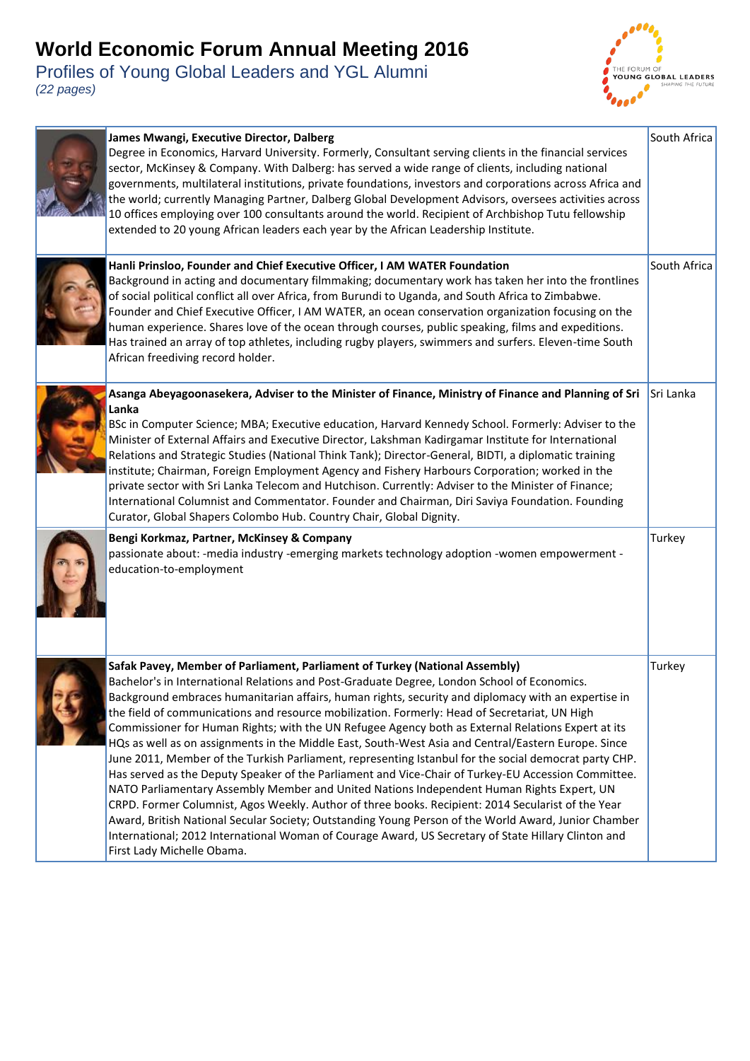# World Economic Forum Annual Meeting 2016

Profiles of Young Global Leaders and YGL Alumni

*(22 pages)*

| Profile | Country |
|---|---|
| **James Mwangi, Executive Director, Dalberg**<br>Degree in Economics, Harvard University. Formerly, Consultant serving clients in the financial services sector, McKinsey & Company. With Dalberg: has served a wide range of clients, including national governments, multilateral institutions, private foundations, investors and corporations across Africa and the world; currently Managing Partner, Dalberg Global Development Advisors, oversees activities across 10 offices employing over 100 consultants around the world. Recipient of Archbishop Tutu fellowship extended to 20 young African leaders each year by the African Leadership Institute. | South Africa |
| **Hanli Prinsloo, Founder and Chief Executive Officer, I AM WATER Foundation**<br>Background in acting and documentary filmmaking; documentary work has taken her into the frontlines of social political conflict all over Africa, from Burundi to Uganda, and South Africa to Zimbabwe. Founder and Chief Executive Officer, I AM WATER, an ocean conservation organization focusing on the human experience. Shares love of the ocean through courses, public speaking, films and expeditions. Has trained an array of top athletes, including rugby players, swimmers and surfers. Eleven-time South African freediving record holder. | South Africa |
| **Asanga Abeyagoonasekera, Adviser to the Minister of Finance, Ministry of Finance and Planning of Sri Lanka**<br>BSc in Computer Science; MBA; Executive education, Harvard Kennedy School. Formerly: Adviser to the Minister of External Affairs and Executive Director, Lakshman Kadirgamar Institute for International Relations and Strategic Studies (National Think Tank); Director-General, BIDTI, a diplomatic training institute; Chairman, Foreign Employment Agency and Fishery Harbours Corporation; worked in the private sector with Sri Lanka Telecom and Hutchison. Currently: Adviser to the Minister of Finance; International Columnist and Commentator. Founder and Chairman, Diri Saviya Foundation. Founding Curator, Global Shapers Colombo Hub. Country Chair, Global Dignity. | Sri Lanka |
| **Bengi Korkmaz, Partner, McKinsey & Company**<br>passionate about: -media industry -emerging markets technology adoption -women empowerment -education-to-employment | Turkey |
| **Safak Pavey, Member of Parliament, Parliament of Turkey (National Assembly)**<br>Bachelor's in International Relations and Post-Graduate Degree, London School of Economics. Background embraces humanitarian affairs, human rights, security and diplomacy with an expertise in the field of communications and resource mobilization. Formerly: Head of Secretariat, UN High Commissioner for Human Rights; with the UN Refugee Agency both as External Relations Expert at its HQs as well as on assignments in the Middle East, South-West Asia and Central/Eastern Europe. Since June 2011, Member of the Turkish Parliament, representing Istanbul for the social democrat party CHP. Has served as the Deputy Speaker of the Parliament and Vice-Chair of Turkey-EU Accession Committee. NATO Parliamentary Assembly Member and United Nations Independent Human Rights Expert, UN CRPD. Former Columnist, Agos Weekly. Author of three books. Recipient: 2014 Secularist of the Year Award, British National Secular Society; Outstanding Young Person of the World Award, Junior Chamber International; 2012 International Woman of Courage Award, US Secretary of State Hillary Clinton and First Lady Michelle Obama. | Turkey |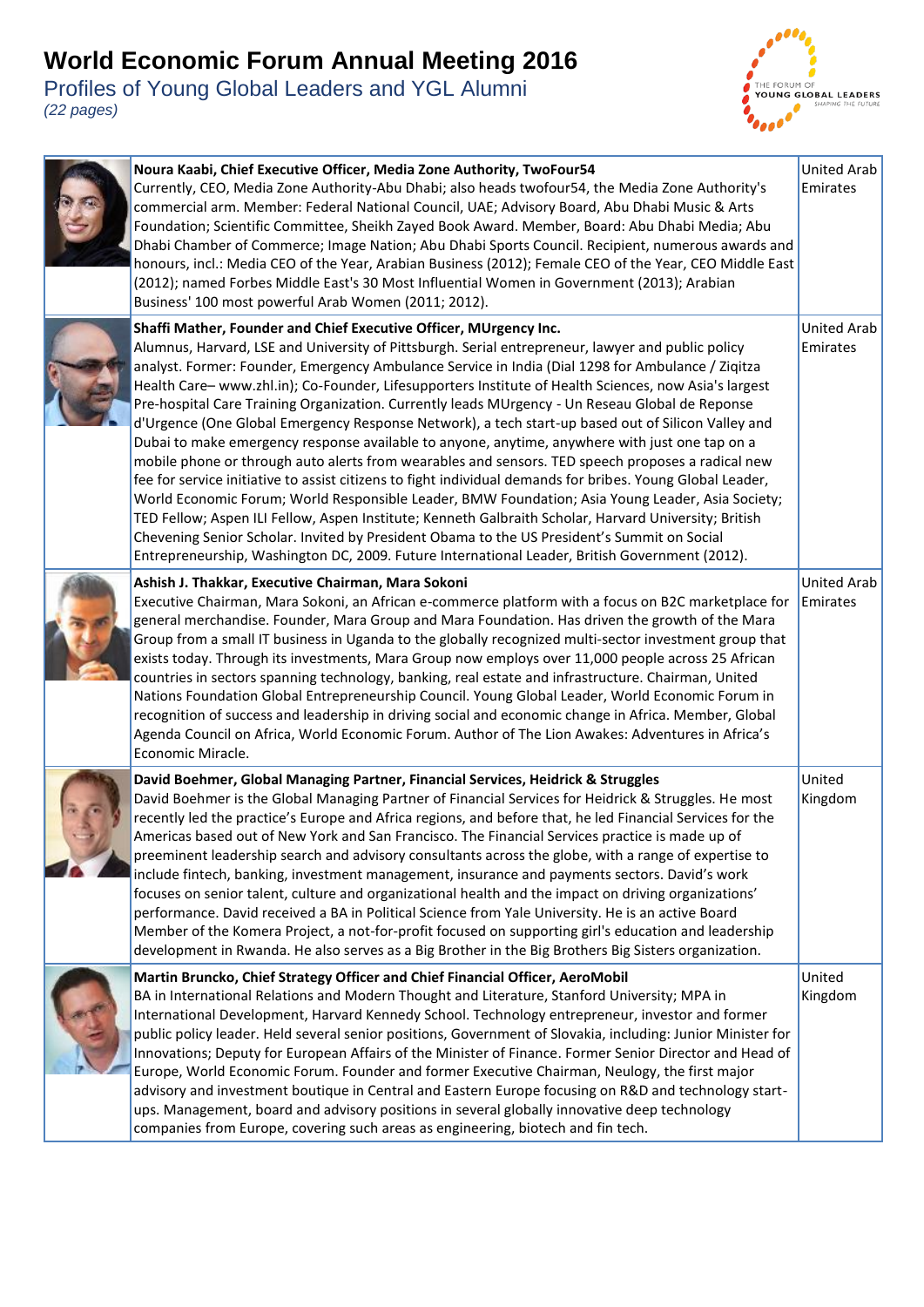# World Economic Forum Annual Meeting 2016

Profiles of Young Global Leaders and YGL Alumni

*(22 pages)*

| Profile | Country |
|---|---|
| **Noura Kaabi, Chief Executive Officer, Media Zone Authority, TwoFour54**<br>Currently, CEO, Media Zone Authority-Abu Dhabi; also heads twofour54, the Media Zone Authority's commercial arm. Member: Federal National Council, UAE; Advisory Board, Abu Dhabi Music & Arts Foundation; Scientific Committee, Sheikh Zayed Book Award. Member, Board: Abu Dhabi Media; Abu Dhabi Chamber of Commerce; Image Nation; Abu Dhabi Sports Council. Recipient, numerous awards and honours, incl.: Media CEO of the Year, Arabian Business (2012); Female CEO of the Year, CEO Middle East (2012); named Forbes Middle East's 30 Most Influential Women in Government (2013); Arabian Business' 100 most powerful Arab Women (2011; 2012). | United Arab Emirates |
| **Shaffi Mather, Founder and Chief Executive Officer, MUrgency Inc.**<br>Alumnus, Harvard, LSE and University of Pittsburgh. Serial entrepreneur, lawyer and public policy analyst. Former: Founder, Emergency Ambulance Service in India (Dial 1298 for Ambulance / Ziqitza Health Care– www.zhl.in); Co-Founder, Lifesupporters Institute of Health Sciences, now Asia's largest Pre-hospital Care Training Organization. Currently leads MUrgency - Un Reseau Global de Reponse d'Urgence (One Global Emergency Response Network), a tech start-up based out of Silicon Valley and Dubai to make emergency response available to anyone, anytime, anywhere with just one tap on a mobile phone or through auto alerts from wearables and sensors. TED speech proposes a radical new fee for service initiative to assist citizens to fight individual demands for bribes. Young Global Leader, World Economic Forum; World Responsible Leader, BMW Foundation; Asia Young Leader, Asia Society; TED Fellow; Aspen ILI Fellow, Aspen Institute; Kenneth Galbraith Scholar, Harvard University; British Chevening Senior Scholar. Invited by President Obama to the US President's Summit on Social Entrepreneurship, Washington DC, 2009. Future International Leader, British Government (2012). | United Arab Emirates |
| **Ashish J. Thakkar, Executive Chairman, Mara Sokoni**<br>Executive Chairman, Mara Sokoni, an African e-commerce platform with a focus on B2C marketplace for general merchandise. Founder, Mara Group and Mara Foundation. Has driven the growth of the Mara Group from a small IT business in Uganda to the globally recognized multi-sector investment group that exists today. Through its investments, Mara Group now employs over 11,000 people across 25 African countries in sectors spanning technology, banking, real estate and infrastructure. Chairman, United Nations Foundation Global Entrepreneurship Council. Young Global Leader, World Economic Forum in recognition of success and leadership in driving social and economic change in Africa. Member, Global Agenda Council on Africa, World Economic Forum. Author of The Lion Awakes: Adventures in Africa's Economic Miracle. | United Arab Emirates |
| **David Boehmer, Global Managing Partner, Financial Services, Heidrick & Struggles**<br>David Boehmer is the Global Managing Partner of Financial Services for Heidrick & Struggles. He most recently led the practice's Europe and Africa regions, and before that, he led Financial Services for the Americas based out of New York and San Francisco. The Financial Services practice is made up of preeminent leadership search and advisory consultants across the globe, with a range of expertise to include fintech, banking, investment management, insurance and payments sectors. David's work focuses on senior talent, culture and organizational health and the impact on driving organizations' performance. David received a BA in Political Science from Yale University. He is an active Board Member of the Komera Project, a not-for-profit focused on supporting girl's education and leadership development in Rwanda. He also serves as a Big Brother in the Big Brothers Big Sisters organization. | United Kingdom |
| **Martin Bruncko, Chief Strategy Officer and Chief Financial Officer, AeroMobil**<br>BA in International Relations and Modern Thought and Literature, Stanford University; MPA in International Development, Harvard Kennedy School. Technology entrepreneur, investor and former public policy leader. Held several senior positions, Government of Slovakia, including: Junior Minister for Innovations; Deputy for European Affairs of the Minister of Finance. Former Senior Director and Head of Europe, World Economic Forum. Founder and former Executive Chairman, Neulogy, the first major advisory and investment boutique in Central and Eastern Europe focusing on R&D and technology start-ups. Management, board and advisory positions in several globally innovative deep technology companies from Europe, covering such areas as engineering, biotech and fin tech. | United Kingdom |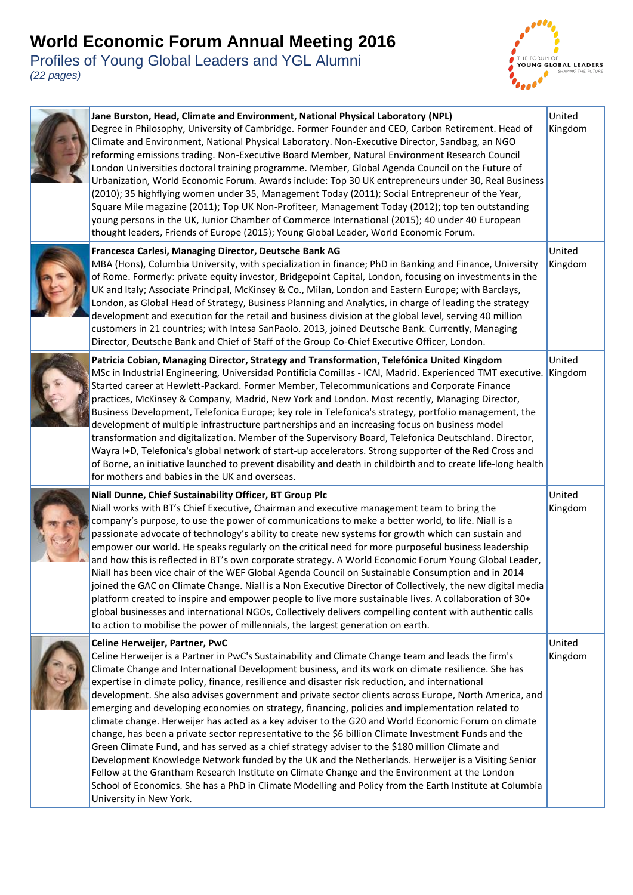# World Economic Forum Annual Meeting 2016

Profiles of Young Global Leaders and YGL Alumni

*(22 pages)*

| Profile | Country |
|---|---|
| **Jane Burston, Head, Climate and Environment, National Physical Laboratory (NPL)** Degree in Philosophy, University of Cambridge. Former Founder and CEO, Carbon Retirement. Head of Climate and Environment, National Physical Laboratory. Non-Executive Director, Sandbag, an NGO reforming emissions trading. Non-Executive Board Member, Natural Environment Research Council London Universities doctoral training programme. Member, Global Agenda Council on the Future of Urbanization, World Economic Forum. Awards include: Top 30 UK entrepreneurs under 30, Real Business (2010); 35 highflying women under 35, Management Today (2011); Social Entrepreneur of the Year, Square Mile magazine (2011); Top UK Non-Profiteer, Management Today (2012); top ten outstanding young persons in the UK, Junior Chamber of Commerce International (2015); 40 under 40 European thought leaders, Friends of Europe (2015); Young Global Leader, World Economic Forum. | United Kingdom |
| **Francesca Carlesi, Managing Director, Deutsche Bank AG** MBA (Hons), Columbia University, with specialization in finance; PhD in Banking and Finance, University of Rome. Formerly: private equity investor, Bridgepoint Capital, London, focusing on investments in the UK and Italy; Associate Principal, McKinsey & Co., Milan, London and Eastern Europe; with Barclays, London, as Global Head of Strategy, Business Planning and Analytics, in charge of leading the strategy development and execution for the retail and business division at the global level, serving 40 million customers in 21 countries; with Intesa SanPaolo. 2013, joined Deutsche Bank. Currently, Managing Director, Deutsche Bank and Chief of Staff of the Group Co-Chief Executive Officer, London. | United Kingdom |
| **Patricia Cobian, Managing Director, Strategy and Transformation, Telefónica United Kingdom** MSc in Industrial Engineering, Universidad Pontificia Comillas - ICAI, Madrid. Experienced TMT executive. Started career at Hewlett-Packard. Former Member, Telecommunications and Corporate Finance practices, McKinsey & Company, Madrid, New York and London. Most recently, Managing Director, Business Development, Telefonica Europe; key role in Telefonica's strategy, portfolio management, the development of multiple infrastructure partnerships and an increasing focus on business model transformation and digitalization. Member of the Supervisory Board, Telefonica Deutschland. Director, Wayra I+D, Telefonica's global network of start-up accelerators. Strong supporter of the Red Cross and of Borne, an initiative launched to prevent disability and death in childbirth and to create life-long health for mothers and babies in the UK and overseas. | United Kingdom |
| **Niall Dunne, Chief Sustainability Officer, BT Group Plc** Niall works with BT's Chief Executive, Chairman and executive management team to bring the company's purpose, to use the power of communications to make a better world, to life. Niall is a passionate advocate of technology's ability to create new systems for growth which can sustain and empower our world. He speaks regularly on the critical need for more purposeful business leadership and how this is reflected in BT's own corporate strategy. A World Economic Forum Young Global Leader, Niall has been vice chair of the WEF Global Agenda Council on Sustainable Consumption and in 2014 joined the GAC on Climate Change. Niall is a Non Executive Director of Collectively, the new digital media platform created to inspire and empower people to live more sustainable lives. A collaboration of 30+ global businesses and international NGOs, Collectively delivers compelling content with authentic calls to action to mobilise the power of millennials, the largest generation on earth. | United Kingdom |
| **Celine Herweijer, Partner, PwC** Celine Herweijer is a Partner in PwC's Sustainability and Climate Change team and leads the firm's Climate Change and International Development business, and its work on climate resilience. She has expertise in climate policy, finance, resilience and disaster risk reduction, and international development. She also advises government and private sector clients across Europe, North America, and emerging and developing economies on strategy, financing, policies and implementation related to climate change. Herweijer has acted as a key adviser to the G20 and World Economic Forum on climate change, has been a private sector representative to the $6 billion Climate Investment Funds and the Green Climate Fund, and has served as a chief strategy adviser to the $180 million Climate and Development Knowledge Network funded by the UK and the Netherlands. Herweijer is a Visiting Senior Fellow at the Grantham Research Institute on Climate Change and the Environment at the London School of Economics. She has a PhD in Climate Modelling and Policy from the Earth Institute at Columbia University in New York. | United Kingdom |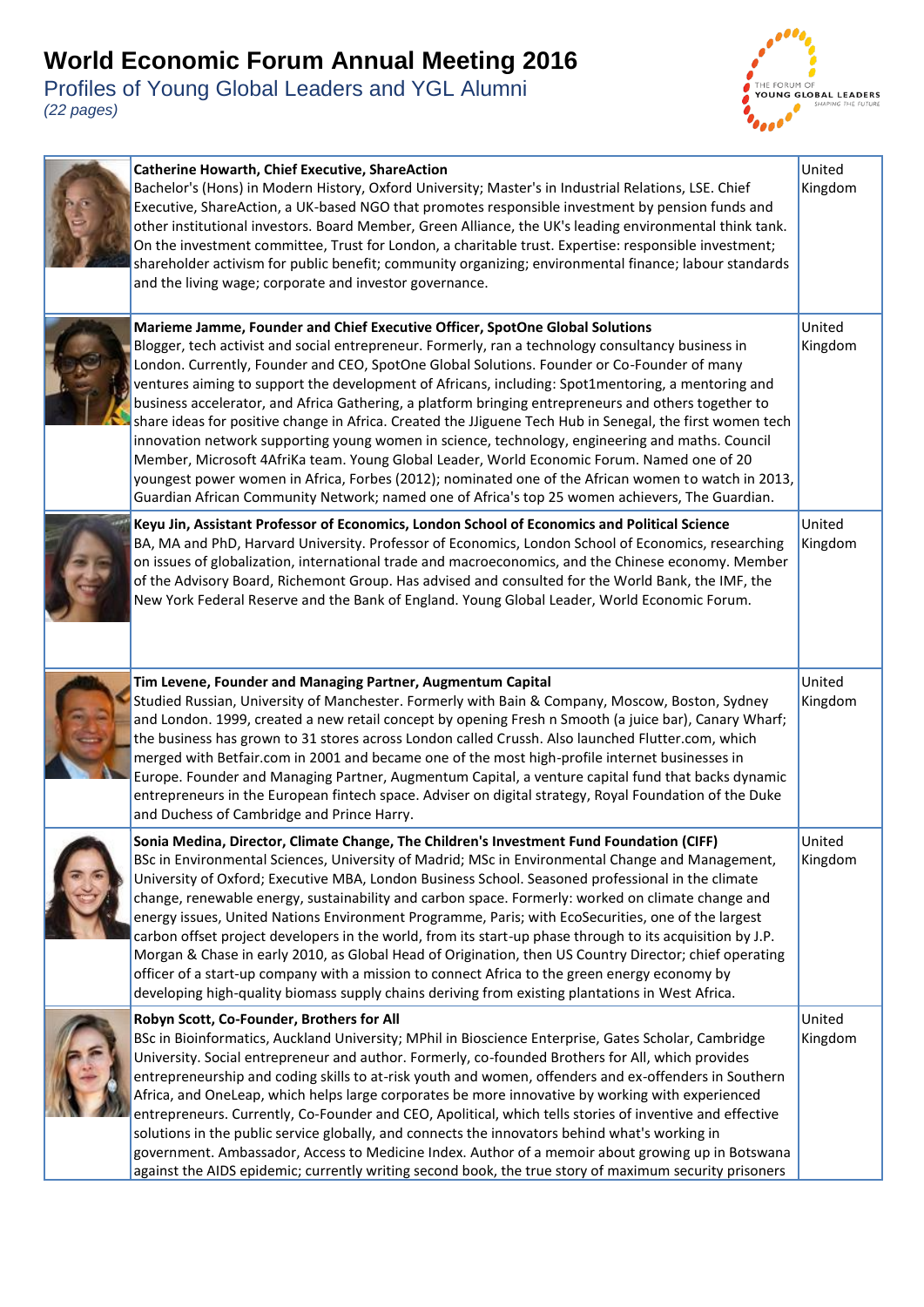# World Economic Forum Annual Meeting 2016

Profiles of Young Global Leaders and YGL Alumni

*(22 pages)*

| | Profile | Country |
|---|---|---|
| | **Catherine Howarth, Chief Executive, ShareAction** Bachelor's (Hons) in Modern History, Oxford University; Master's in Industrial Relations, LSE. Chief Executive, ShareAction, a UK-based NGO that promotes responsible investment by pension funds and other institutional investors. Board Member, Green Alliance, the UK's leading environmental think tank. On the investment committee, Trust for London, a charitable trust. Expertise: responsible investment; shareholder activism for public benefit; community organizing; environmental finance; labour standards and the living wage; corporate and investor governance. | United Kingdom |
| | **Marieme Jamme, Founder and Chief Executive Officer, SpotOne Global Solutions** Blogger, tech activist and social entrepreneur. Formerly, ran a technology consultancy business in London. Currently, Founder and CEO, SpotOne Global Solutions. Founder or Co-Founder of many ventures aiming to support the development of Africans, including: Spot1mentoring, a mentoring and business accelerator, and Africa Gathering, a platform bringing entrepreneurs and others together to share ideas for positive change in Africa. Created the JJiguene Tech Hub in Senegal, the first women tech innovation network supporting young women in science, technology, engineering and maths. Council Member, Microsoft 4AfriKa team. Young Global Leader, World Economic Forum. Named one of 20 youngest power women in Africa, Forbes (2012); nominated one of the African women to watch in 2013, Guardian African Community Network; named one of Africa's top 25 women achievers, The Guardian. | United Kingdom |
| | **Keyu Jin, Assistant Professor of Economics, London School of Economics and Political Science** BA, MA and PhD, Harvard University. Professor of Economics, London School of Economics, researching on issues of globalization, international trade and macroeconomics, and the Chinese economy. Member of the Advisory Board, Richemont Group. Has advised and consulted for the World Bank, the IMF, the New York Federal Reserve and the Bank of England. Young Global Leader, World Economic Forum. | United Kingdom |
| | **Tim Levene, Founder and Managing Partner, Augmentum Capital** Studied Russian, University of Manchester. Formerly with Bain & Company, Moscow, Boston, Sydney and London. 1999, created a new retail concept by opening Fresh n Smooth (a juice bar), Canary Wharf; the business has grown to 31 stores across London called Crussh. Also launched Flutter.com, which merged with Betfair.com in 2001 and became one of the most high-profile internet businesses in Europe. Founder and Managing Partner, Augmentum Capital, a venture capital fund that backs dynamic entrepreneurs in the European fintech space. Adviser on digital strategy, Royal Foundation of the Duke and Duchess of Cambridge and Prince Harry. | United Kingdom |
| | **Sonia Medina, Director, Climate Change, The Children's Investment Fund Foundation (CIFF)** BSc in Environmental Sciences, University of Madrid; MSc in Environmental Change and Management, University of Oxford; Executive MBA, London Business School. Seasoned professional in the climate change, renewable energy, sustainability and carbon space. Formerly: worked on climate change and energy issues, United Nations Environment Programme, Paris; with EcoSecurities, one of the largest carbon offset project developers in the world, from its start-up phase through to its acquisition by J.P. Morgan & Chase in early 2010, as Global Head of Origination, then US Country Director; chief operating officer of a start-up company with a mission to connect Africa to the green energy economy by developing high-quality biomass supply chains deriving from existing plantations in West Africa. | United Kingdom |
| | **Robyn Scott, Co-Founder, Brothers for All** BSc in Bioinformatics, Auckland University; MPhil in Bioscience Enterprise, Gates Scholar, Cambridge University. Social entrepreneur and author. Formerly, co-founded Brothers for All, which provides entrepreneurship and coding skills to at-risk youth and women, offenders and ex-offenders in Southern Africa, and OneLeap, which helps large corporates be more innovative by working with experienced entrepreneurs. Currently, Co-Founder and CEO, Apolitical, which tells stories of inventive and effective solutions in the public service globally, and connects the innovators behind what's working in government. Ambassador, Access to Medicine Index. Author of a memoir about growing up in Botswana against the AIDS epidemic; currently writing second book, the true story of maximum security prisoners | United Kingdom |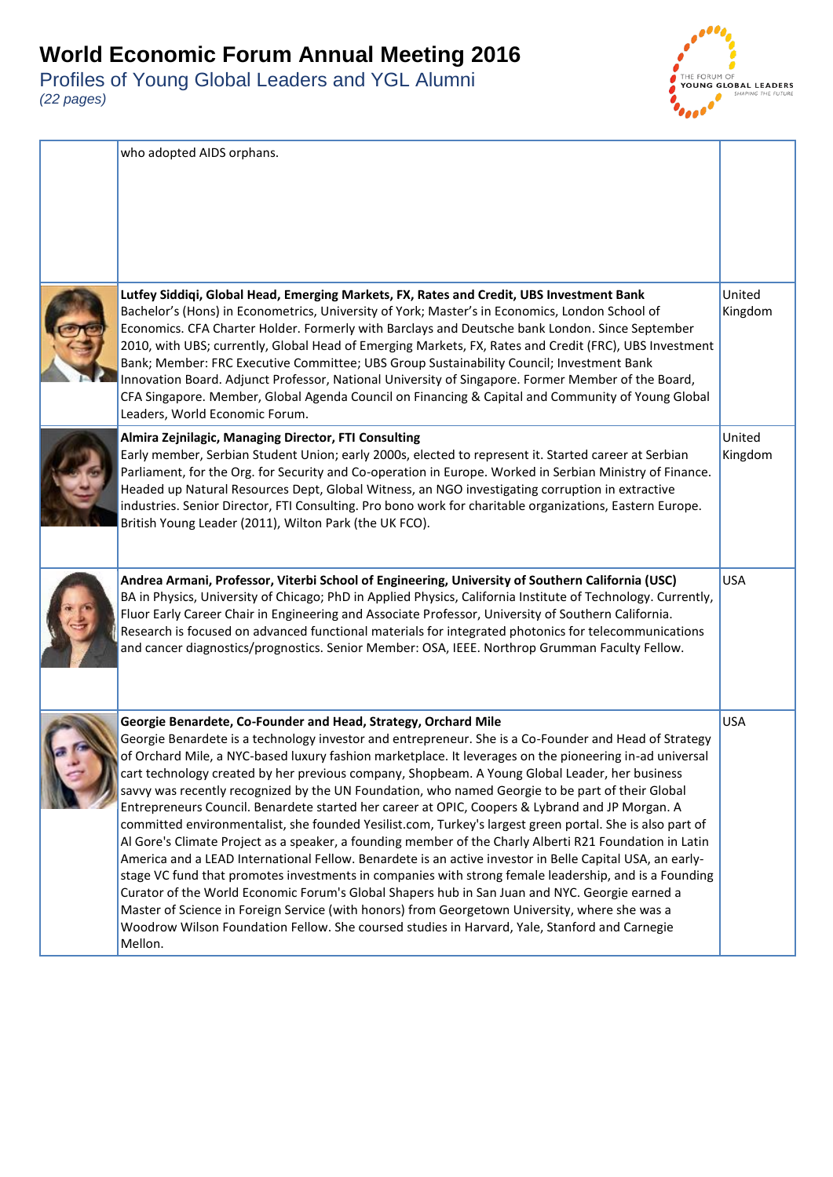| | | |
|---|---|---|
| | who adopted AIDS orphans. | |
| | **Lutfey Siddiqi, Global Head, Emerging Markets, FX, Rates and Credit, UBS Investment Bank** Bachelor's (Hons) in Econometrics, University of York; Master's in Economics, London School of Economics. CFA Charter Holder. Formerly with Barclays and Deutsche bank London. Since September 2010, with UBS; currently, Global Head of Emerging Markets, FX, Rates and Credit (FRC), UBS Investment Bank; Member: FRC Executive Committee; UBS Group Sustainability Council; Investment Bank Innovation Board. Adjunct Professor, National University of Singapore. Former Member of the Board, CFA Singapore. Member, Global Agenda Council on Financing & Capital and Community of Young Global Leaders, World Economic Forum. | United Kingdom |
| | **Almira Zejnilagic, Managing Director, FTI Consulting** Early member, Serbian Student Union; early 2000s, elected to represent it. Started career at Serbian Parliament, for the Org. for Security and Co-operation in Europe. Worked in Serbian Ministry of Finance. Headed up Natural Resources Dept, Global Witness, an NGO investigating corruption in extractive industries. Senior Director, FTI Consulting. Pro bono work for charitable organizations, Eastern Europe. British Young Leader (2011), Wilton Park (the UK FCO). | United Kingdom |
| | **Andrea Armani, Professor, Viterbi School of Engineering, University of Southern California (USC)** BA in Physics, University of Chicago; PhD in Applied Physics, California Institute of Technology. Currently, Fluor Early Career Chair in Engineering and Associate Professor, University of Southern California. Research is focused on advanced functional materials for integrated photonics for telecommunications and cancer diagnostics/prognostics. Senior Member: OSA, IEEE. Northrop Grumman Faculty Fellow. | USA |
| | **Georgie Benardete, Co-Founder and Head, Strategy, Orchard Mile** Georgie Benardete is a technology investor and entrepreneur. She is a Co-Founder and Head of Strategy of Orchard Mile, a NYC-based luxury fashion marketplace. It leverages on the pioneering in-ad universal cart technology created by her previous company, Shopbeam. A Young Global Leader, her business savvy was recently recognized by the UN Foundation, who named Georgie to be part of their Global Entrepreneurs Council. Benardete started her career at OPIC, Coopers & Lybrand and JP Morgan. A committed environmentalist, she founded Yesilist.com, Turkey's largest green portal. She is also part of Al Gore's Climate Project as a speaker, a founding member of the Charly Alberti R21 Foundation in Latin America and a LEAD International Fellow. Benardete is an active investor in Belle Capital USA, an early-stage VC fund that promotes investments in companies with strong female leadership, and is a Founding Curator of the World Economic Forum's Global Shapers hub in San Juan and NYC. Georgie earned a Master of Science in Foreign Service (with honors) from Georgetown University, where she was a Woodrow Wilson Foundation Fellow. She coursed studies in Harvard, Yale, Stanford and Carnegie Mellon. | USA |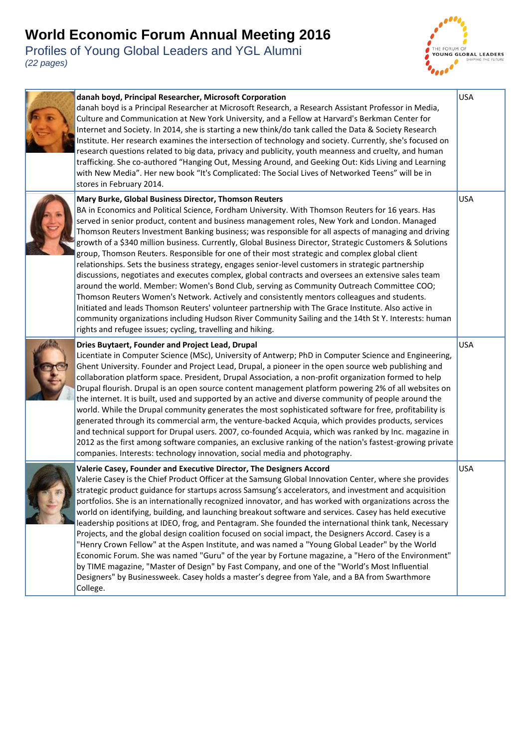# World Economic Forum Annual Meeting 2016

## Profiles of Young Global Leaders and YGL Alumni

*(22 pages)*

| Profile | Country |
|---|---|
| **danah boyd, Principal Researcher, Microsoft Corporation** danah boyd is a Principal Researcher at Microsoft Research, a Research Assistant Professor in Media, Culture and Communication at New York University, and a Fellow at Harvard's Berkman Center for Internet and Society. In 2014, she is starting a new think/do tank called the Data & Society Research Institute. Her research examines the intersection of technology and society. Currently, she's focused on research questions related to big data, privacy and publicity, youth meanness and cruelty, and human trafficking. She co-authored "Hanging Out, Messing Around, and Geeking Out: Kids Living and Learning with New Media". Her new book "It's Complicated: The Social Lives of Networked Teens" will be in stores in February 2014. | USA |
| **Mary Burke, Global Business Director, Thomson Reuters** BA in Economics and Political Science, Fordham University. With Thomson Reuters for 16 years. Has served in senior product, content and business management roles, New York and London. Managed Thomson Reuters Investment Banking business; was responsible for all aspects of managing and driving growth of a $340 million business. Currently, Global Business Director, Strategic Customers & Solutions group, Thomson Reuters. Responsible for one of their most strategic and complex global client relationships. Sets the business strategy, engages senior-level customers in strategic partnership discussions, negotiates and executes complex, global contracts and oversees an extensive sales team around the world. Member: Women's Bond Club, serving as Community Outreach Committee COO; Thomson Reuters Women's Network. Actively and consistently mentors colleagues and students. Initiated and leads Thomson Reuters' volunteer partnership with The Grace Institute. Also active in community organizations including Hudson River Community Sailing and the 14th St Y. Interests: human rights and refugee issues; cycling, travelling and hiking. | USA |
| **Dries Buytaert, Founder and Project Lead, Drupal** Licentiate in Computer Science (MSc), University of Antwerp; PhD in Computer Science and Engineering, Ghent University. Founder and Project Lead, Drupal, a pioneer in the open source web publishing and collaboration platform space. President, Drupal Association, a non-profit organization formed to help Drupal flourish. Drupal is an open source content management platform powering 2% of all websites on the internet. It is built, used and supported by an active and diverse community of people around the world. While the Drupal community generates the most sophisticated software for free, profitability is generated through its commercial arm, the venture-backed Acquia, which provides products, services and technical support for Drupal users. 2007, co-founded Acquia, which was ranked by Inc. magazine in 2012 as the first among software companies, an exclusive ranking of the nation's fastest-growing private companies. Interests: technology innovation, social media and photography. | USA |
| **Valerie Casey, Founder and Executive Director, The Designers Accord** Valerie Casey is the Chief Product Officer at the Samsung Global Innovation Center, where she provides strategic product guidance for startups across Samsung's accelerators, and investment and acquisition portfolios. She is an internationally recognized innovator, and has worked with organizations across the world on identifying, building, and launching breakout software and services. Casey has held executive leadership positions at IDEO, frog, and Pentagram. She founded the international think tank, Necessary Projects, and the global design coalition focused on social impact, the Designers Accord. Casey is a "Henry Crown Fellow" at the Aspen Institute, and was named a "Young Global Leader" by the World Economic Forum. She was named "Guru" of the year by Fortune magazine, a "Hero of the Environment" by TIME magazine, "Master of Design" by Fast Company, and one of the "World's Most Influential Designers" by Businessweek. Casey holds a master's degree from Yale, and a BA from Swarthmore College. | USA |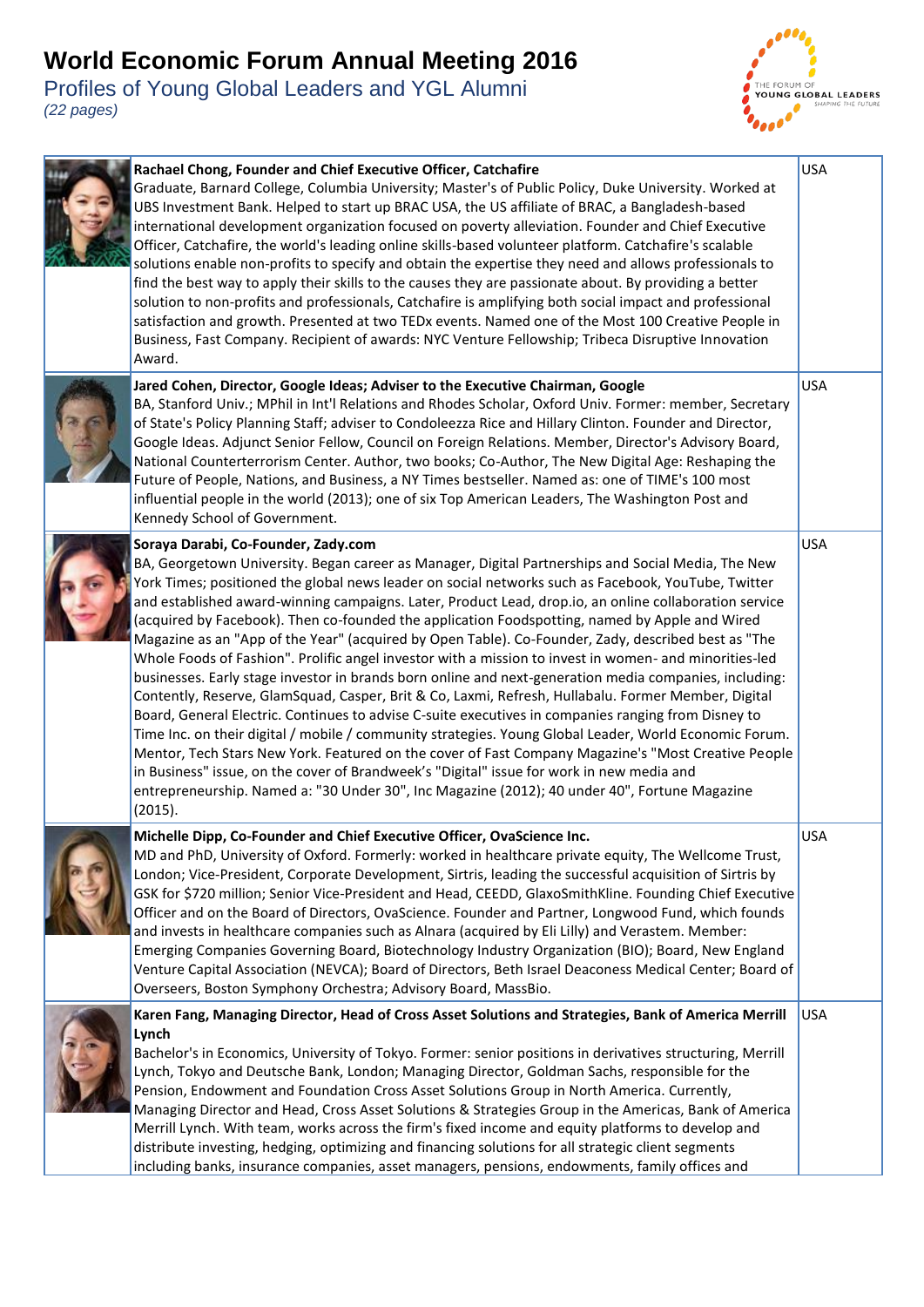# World Economic Forum Annual Meeting 2016

Profiles of Young Global Leaders and YGL Alumni

*(22 pages)*

| | Profile | Country |
|---|---|---|
| | **Rachael Chong, Founder and Chief Executive Officer, Catchafire**<br>Graduate, Barnard College, Columbia University; Master's of Public Policy, Duke University. Worked at UBS Investment Bank. Helped to start up BRAC USA, the US affiliate of BRAC, a Bangladesh-based international development organization focused on poverty alleviation. Founder and Chief Executive Officer, Catchafire, the world's leading online skills-based volunteer platform. Catchafire's scalable solutions enable non-profits to specify and obtain the expertise they need and allows professionals to find the best way to apply their skills to the causes they are passionate about. By providing a better solution to non-profits and professionals, Catchafire is amplifying both social impact and professional satisfaction and growth. Presented at two TEDx events. Named one of the Most 100 Creative People in Business, Fast Company. Recipient of awards: NYC Venture Fellowship; Tribeca Disruptive Innovation Award. | USA |
| | **Jared Cohen, Director, Google Ideas; Adviser to the Executive Chairman, Google**<br>BA, Stanford Univ.; MPhil in Int'l Relations and Rhodes Scholar, Oxford Univ. Former: member, Secretary of State's Policy Planning Staff; adviser to Condoleezza Rice and Hillary Clinton. Founder and Director, Google Ideas. Adjunct Senior Fellow, Council on Foreign Relations. Member, Director's Advisory Board, National Counterterrorism Center. Author, two books; Co-Author, The New Digital Age: Reshaping the Future of People, Nations, and Business, a NY Times bestseller. Named as: one of TIME's 100 most influential people in the world (2013); one of six Top American Leaders, The Washington Post and Kennedy School of Government. | USA |
| | **Soraya Darabi, Co-Founder, Zady.com**<br>BA, Georgetown University. Began career as Manager, Digital Partnerships and Social Media, The New York Times; positioned the global news leader on social networks such as Facebook, YouTube, Twitter and established award-winning campaigns. Later, Product Lead, drop.io, an online collaboration service (acquired by Facebook). Then co-founded the application Foodspotting, named by Apple and Wired Magazine as an "App of the Year" (acquired by Open Table). Co-Founder, Zady, described best as "The Whole Foods of Fashion". Prolific angel investor with a mission to invest in women- and minorities-led businesses. Early stage investor in brands born online and next-generation media companies, including: Contently, Reserve, GlamSquad, Casper, Brit & Co, Laxmi, Refresh, Hullabalu. Former Member, Digital Board, General Electric. Continues to advise C-suite executives in companies ranging from Disney to Time Inc. on their digital / mobile / community strategies. Young Global Leader, World Economic Forum. Mentor, Tech Stars New York. Featured on the cover of Fast Company Magazine's "Most Creative People in Business" issue, on the cover of Brandweek's "Digital" issue for work in new media and entrepreneurship. Named a: "30 Under 30", Inc Magazine (2012); 40 under 40", Fortune Magazine (2015). | USA |
| | **Michelle Dipp, Co-Founder and Chief Executive Officer, OvaScience Inc.**<br>MD and PhD, University of Oxford. Formerly: worked in healthcare private equity, The Wellcome Trust, London; Vice-President, Corporate Development, Sirtris, leading the successful acquisition of Sirtris by GSK for $720 million; Senior Vice-President and Head, CEEDD, GlaxoSmithKline. Founding Chief Executive Officer and on the Board of Directors, OvaScience. Founder and Partner, Longwood Fund, which founds and invests in healthcare companies such as Alnara (acquired by Eli Lilly) and Verastem. Member: Emerging Companies Governing Board, Biotechnology Industry Organization (BIO); Board, New England Venture Capital Association (NEVCA); Board of Directors, Beth Israel Deaconess Medical Center; Board of Overseers, Boston Symphony Orchestra; Advisory Board, MassBio. | USA |
| | **Karen Fang, Managing Director, Head of Cross Asset Solutions and Strategies, Bank of America Merrill Lynch**<br>Bachelor's in Economics, University of Tokyo. Former: senior positions in derivatives structuring, Merrill Lynch, Tokyo and Deutsche Bank, London; Managing Director, Goldman Sachs, responsible for the Pension, Endowment and Foundation Cross Asset Solutions Group in North America. Currently, Managing Director and Head, Cross Asset Solutions & Strategies Group in the Americas, Bank of America Merrill Lynch. With team, works across the firm's fixed income and equity platforms to develop and distribute investing, hedging, optimizing and financing solutions for all strategic client segments including banks, insurance companies, asset managers, pensions, endowments, family offices and | USA |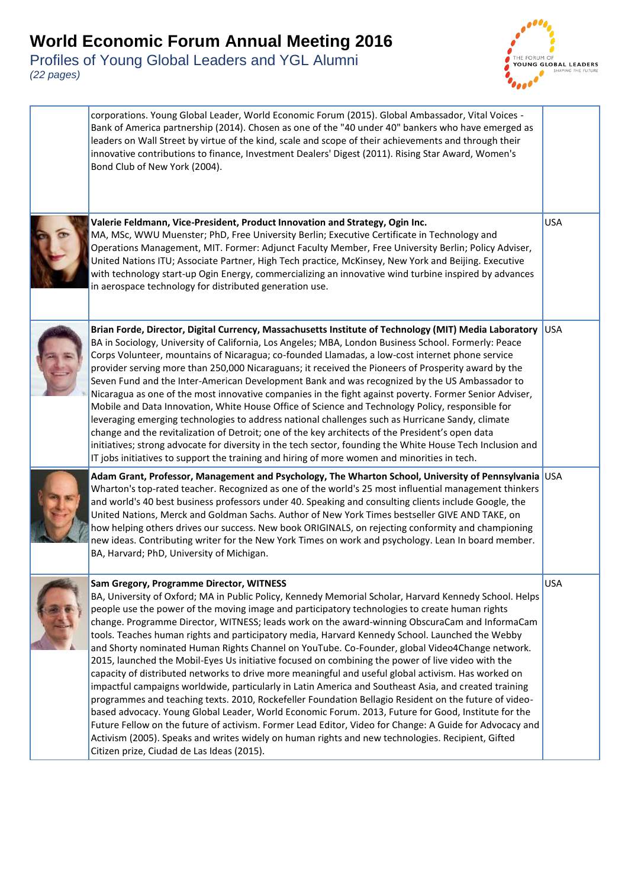| | | |
|---|---|---|
| | corporations. Young Global Leader, World Economic Forum (2015). Global Ambassador, Vital Voices - Bank of America partnership (2014). Chosen as one of the "40 under 40" bankers who have emerged as leaders on Wall Street by virtue of the kind, scale and scope of their achievements and through their innovative contributions to finance, Investment Dealers' Digest (2011). Rising Star Award, Women's Bond Club of New York (2004). | |
| | **Valerie Feldmann, Vice-President, Product Innovation and Strategy, Ogin Inc.** MA, MSc, WWU Muenster; PhD, Free University Berlin; Executive Certificate in Technology and Operations Management, MIT. Former: Adjunct Faculty Member, Free University Berlin; Policy Adviser, United Nations ITU; Associate Partner, High Tech practice, McKinsey, New York and Beijing. Executive with technology start-up Ogin Energy, commercializing an innovative wind turbine inspired by advances in aerospace technology for distributed generation use. | USA |
| | **Brian Forde, Director, Digital Currency, Massachusetts Institute of Technology (MIT) Media Laboratory** BA in Sociology, University of California, Los Angeles; MBA, London Business School. Formerly: Peace Corps Volunteer, mountains of Nicaragua; co-founded Llamadas, a low-cost internet phone service provider serving more than 250,000 Nicaraguans; it received the Pioneers of Prosperity award by the Seven Fund and the Inter-American Development Bank and was recognized by the US Ambassador to Nicaragua as one of the most innovative companies in the fight against poverty. Former Senior Adviser, Mobile and Data Innovation, White House Office of Science and Technology Policy, responsible for leveraging emerging technologies to address national challenges such as Hurricane Sandy, climate change and the revitalization of Detroit; one of the key architects of the President's open data initiatives; strong advocate for diversity in the tech sector, founding the White House Tech Inclusion and IT jobs initiatives to support the training and hiring of more women and minorities in tech. | USA |
| | **Adam Grant, Professor, Management and Psychology, The Wharton School, University of Pennsylvania** Wharton's top-rated teacher. Recognized as one of the world's 25 most influential management thinkers and world's 40 best business professors under 40. Speaking and consulting clients include Google, the United Nations, Merck and Goldman Sachs. Author of New York Times bestseller GIVE AND TAKE, on how helping others drives our success. New book ORIGINALS, on rejecting conformity and championing new ideas. Contributing writer for the New York Times on work and psychology. Lean In board member. BA, Harvard; PhD, University of Michigan. | USA |
| | **Sam Gregory, Programme Director, WITNESS** BA, University of Oxford; MA in Public Policy, Kennedy Memorial Scholar, Harvard Kennedy School. Helps people use the power of the moving image and participatory technologies to create human rights change. Programme Director, WITNESS; leads work on the award-winning ObscuraCam and InformaCam tools. Teaches human rights and participatory media, Harvard Kennedy School. Launched the Webby and Shorty nominated Human Rights Channel on YouTube. Co-Founder, global Video4Change network. 2015, launched the Mobil-Eyes Us initiative focused on combining the power of live video with the capacity of distributed networks to drive more meaningful and useful global activism. Has worked on impactful campaigns worldwide, particularly in Latin America and Southeast Asia, and created training programmes and teaching texts. 2010, Rockefeller Foundation Bellagio Resident on the future of video-based advocacy. Young Global Leader, World Economic Forum. 2013, Future for Good, Institute for the Future Fellow on the future of activism. Former Lead Editor, Video for Change: A Guide for Advocacy and Activism (2005). Speaks and writes widely on human rights and new technologies. Recipient, Gifted Citizen prize, Ciudad de Las Ideas (2015). | USA |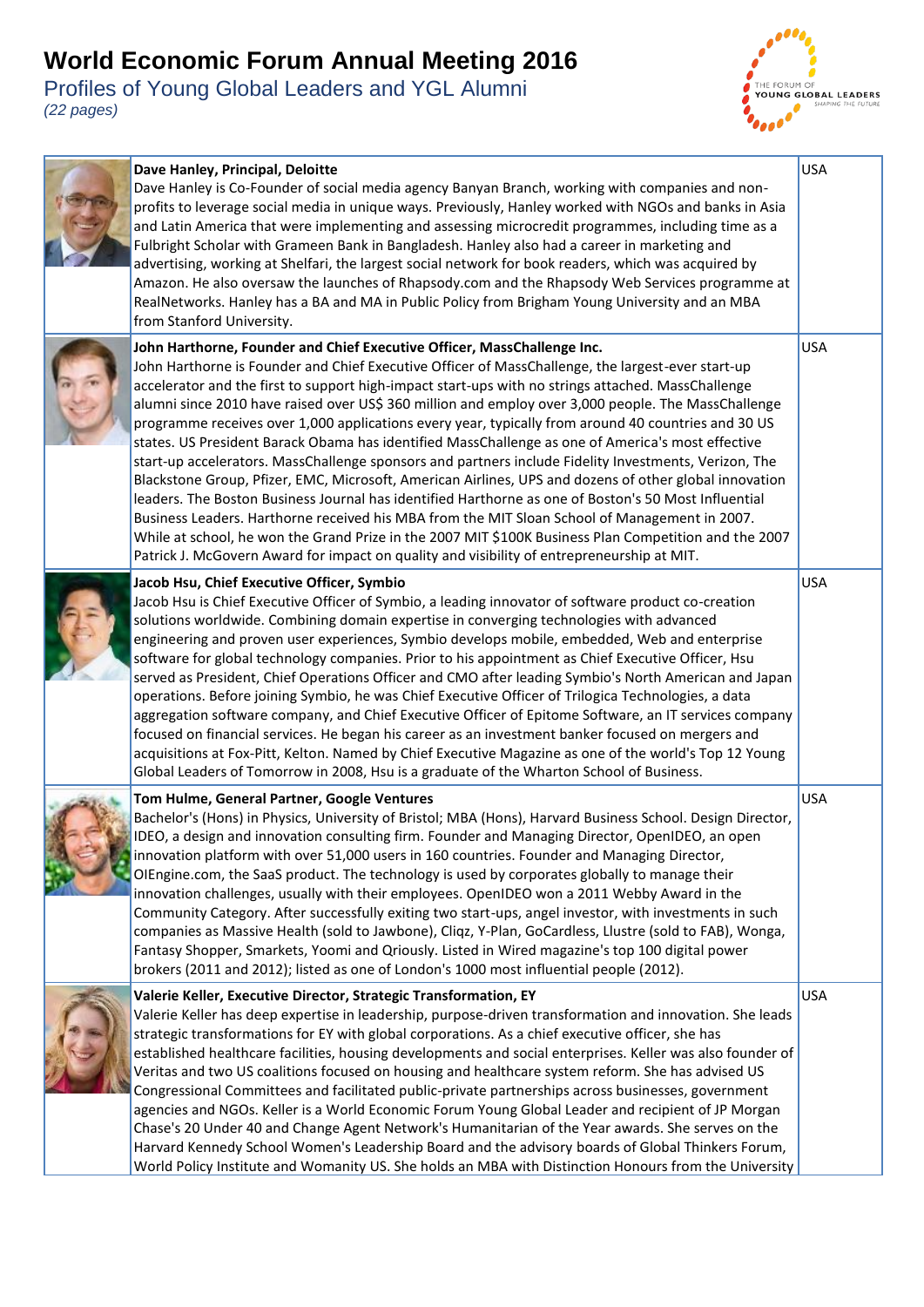# World Economic Forum Annual Meeting 2016

Profiles of Young Global Leaders and YGL Alumni

*(22 pages)*

| | Profile | Country |
|---|---|---|
| | **Dave Hanley, Principal, Deloitte**<br>Dave Hanley is Co-Founder of social media agency Banyan Branch, working with companies and non-profits to leverage social media in unique ways. Previously, Hanley worked with NGOs and banks in Asia and Latin America that were implementing and assessing microcredit programmes, including time as a Fulbright Scholar with Grameen Bank in Bangladesh. Hanley also had a career in marketing and advertising, working at Shelfari, the largest social network for book readers, which was acquired by Amazon. He also oversaw the launches of Rhapsody.com and the Rhapsody Web Services programme at RealNetworks. Hanley has a BA and MA in Public Policy from Brigham Young University and an MBA from Stanford University. | USA |
| | **John Harthorne, Founder and Chief Executive Officer, MassChallenge Inc.**<br>John Harthorne is Founder and Chief Executive Officer of MassChallenge, the largest-ever start-up accelerator and the first to support high-impact start-ups with no strings attached. MassChallenge alumni since 2010 have raised over US$ 360 million and employ over 3,000 people. The MassChallenge programme receives over 1,000 applications every year, typically from around 40 countries and 30 US states. US President Barack Obama has identified MassChallenge as one of America's most effective start-up accelerators. MassChallenge sponsors and partners include Fidelity Investments, Verizon, The Blackstone Group, Pfizer, EMC, Microsoft, American Airlines, UPS and dozens of other global innovation leaders. The Boston Business Journal has identified Harthorne as one of Boston's 50 Most Influential Business Leaders. Harthorne received his MBA from the MIT Sloan School of Management in 2007. While at school, he won the Grand Prize in the 2007 MIT $100K Business Plan Competition and the 2007 Patrick J. McGovern Award for impact on quality and visibility of entrepreneurship at MIT. | USA |
| | **Jacob Hsu, Chief Executive Officer, Symbio**<br>Jacob Hsu is Chief Executive Officer of Symbio, a leading innovator of software product co-creation solutions worldwide. Combining domain expertise in converging technologies with advanced engineering and proven user experiences, Symbio develops mobile, embedded, Web and enterprise software for global technology companies. Prior to his appointment as Chief Executive Officer, Hsu served as President, Chief Operations Officer and CMO after leading Symbio's North American and Japan operations. Before joining Symbio, he was Chief Executive Officer of Trilogica Technologies, a data aggregation software company, and Chief Executive Officer of Epitome Software, an IT services company focused on financial services. He began his career as an investment banker focused on mergers and acquisitions at Fox-Pitt, Kelton. Named by Chief Executive Magazine as one of the world's Top 12 Young Global Leaders of Tomorrow in 2008, Hsu is a graduate of the Wharton School of Business. | USA |
| | **Tom Hulme, General Partner, Google Ventures**<br>Bachelor's (Hons) in Physics, University of Bristol; MBA (Hons), Harvard Business School. Design Director, IDEO, a design and innovation consulting firm. Founder and Managing Director, OpenIDEO, an open innovation platform with over 51,000 users in 160 countries. Founder and Managing Director, OIEngine.com, the SaaS product. The technology is used by corporates globally to manage their innovation challenges, usually with their employees. OpenIDEO won a 2011 Webby Award in the Community Category. After successfully exiting two start-ups, angel investor, with investments in such companies as Massive Health (sold to Jawbone), Cliqz, Y-Plan, GoCardless, Llustre (sold to FAB), Wonga, Fantasy Shopper, Smarkets, Yoomi and Qriously. Listed in Wired magazine's top 100 digital power brokers (2011 and 2012); listed as one of London's 1000 most influential people (2012). | USA |
| | **Valerie Keller, Executive Director, Strategic Transformation, EY**<br>Valerie Keller has deep expertise in leadership, purpose-driven transformation and innovation. She leads strategic transformations for EY with global corporations. As a chief executive officer, she has established healthcare facilities, housing developments and social enterprises. Keller was also founder of Veritas and two US coalitions focused on housing and healthcare system reform. She has advised US Congressional Committees and facilitated public-private partnerships across businesses, government agencies and NGOs. Keller is a World Economic Forum Young Global Leader and recipient of JP Morgan Chase's 20 Under 40 and Change Agent Network's Humanitarian of the Year awards. She serves on the Harvard Kennedy School Women's Leadership Board and the advisory boards of Global Thinkers Forum, World Policy Institute and Womanity US. She holds an MBA with Distinction Honours from the University | USA |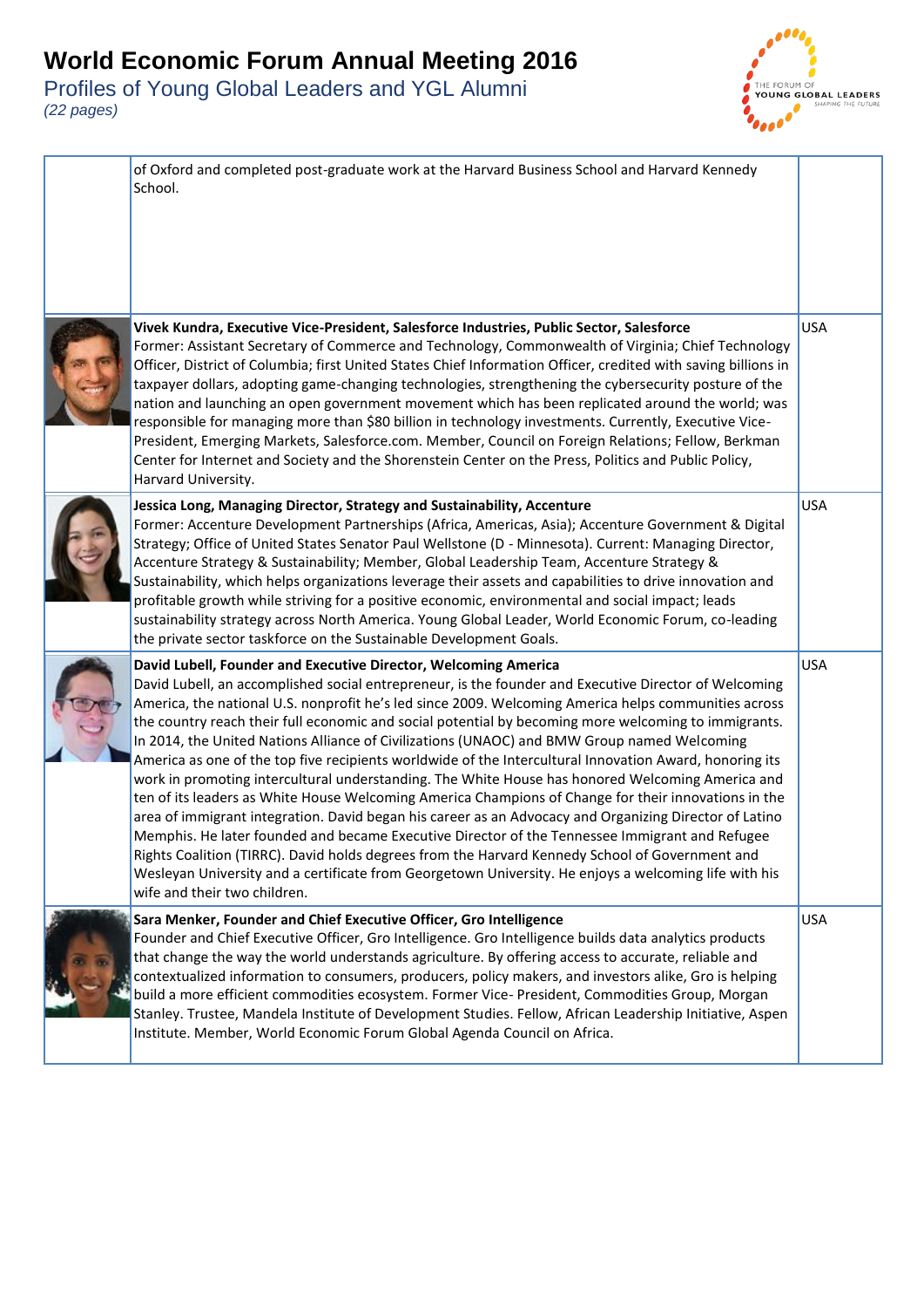# World Economic Forum Annual Meeting 2016

Profiles of Young Global Leaders and YGL Alumni

*(22 pages)*

| | | |
|---|---|---|
| | of Oxford and completed post-graduate work at the Harvard Business School and Harvard Kennedy School. | |
| | **Vivek Kundra, Executive Vice-President, Salesforce Industries, Public Sector, Salesforce** Former: Assistant Secretary of Commerce and Technology, Commonwealth of Virginia; Chief Technology Officer, District of Columbia; first United States Chief Information Officer, credited with saving billions in taxpayer dollars, adopting game-changing technologies, strengthening the cybersecurity posture of the nation and launching an open government movement which has been replicated around the world; was responsible for managing more than $80 billion in technology investments. Currently, Executive Vice-President, Emerging Markets, Salesforce.com. Member, Council on Foreign Relations; Fellow, Berkman Center for Internet and Society and the Shorenstein Center on the Press, Politics and Public Policy, Harvard University. | USA |
| | **Jessica Long, Managing Director, Strategy and Sustainability, Accenture** Former: Accenture Development Partnerships (Africa, Americas, Asia); Accenture Government & Digital Strategy; Office of United States Senator Paul Wellstone (D - Minnesota). Current: Managing Director, Accenture Strategy & Sustainability; Member, Global Leadership Team, Accenture Strategy & Sustainability, which helps organizations leverage their assets and capabilities to drive innovation and profitable growth while striving for a positive economic, environmental and social impact; leads sustainability strategy across North America. Young Global Leader, World Economic Forum, co-leading the private sector taskforce on the Sustainable Development Goals. | USA |
| | **David Lubell, Founder and Executive Director, Welcoming America** David Lubell, an accomplished social entrepreneur, is the founder and Executive Director of Welcoming America, the national U.S. nonprofit he's led since 2009. Welcoming America helps communities across the country reach their full economic and social potential by becoming more welcoming to immigrants. In 2014, the United Nations Alliance of Civilizations (UNAOC) and BMW Group named Welcoming America as one of the top five recipients worldwide of the Intercultural Innovation Award, honoring its work in promoting intercultural understanding. The White House has honored Welcoming America and ten of its leaders as White House Welcoming America Champions of Change for their innovations in the area of immigrant integration. David began his career as an Advocacy and Organizing Director of Latino Memphis. He later founded and became Executive Director of the Tennessee Immigrant and Refugee Rights Coalition (TIRRC). David holds degrees from the Harvard Kennedy School of Government and Wesleyan University and a certificate from Georgetown University. He enjoys a welcoming life with his wife and their two children. | USA |
| | **Sara Menker, Founder and Chief Executive Officer, Gro Intelligence** Founder and Chief Executive Officer, Gro Intelligence. Gro Intelligence builds data analytics products that change the way the world understands agriculture. By offering access to accurate, reliable and contextualized information to consumers, producers, policy makers, and investors alike, Gro is helping build a more efficient commodities ecosystem. Former Vice- President, Commodities Group, Morgan Stanley. Trustee, Mandela Institute of Development Studies. Fellow, African Leadership Initiative, Aspen Institute. Member, World Economic Forum Global Agenda Council on Africa. | USA |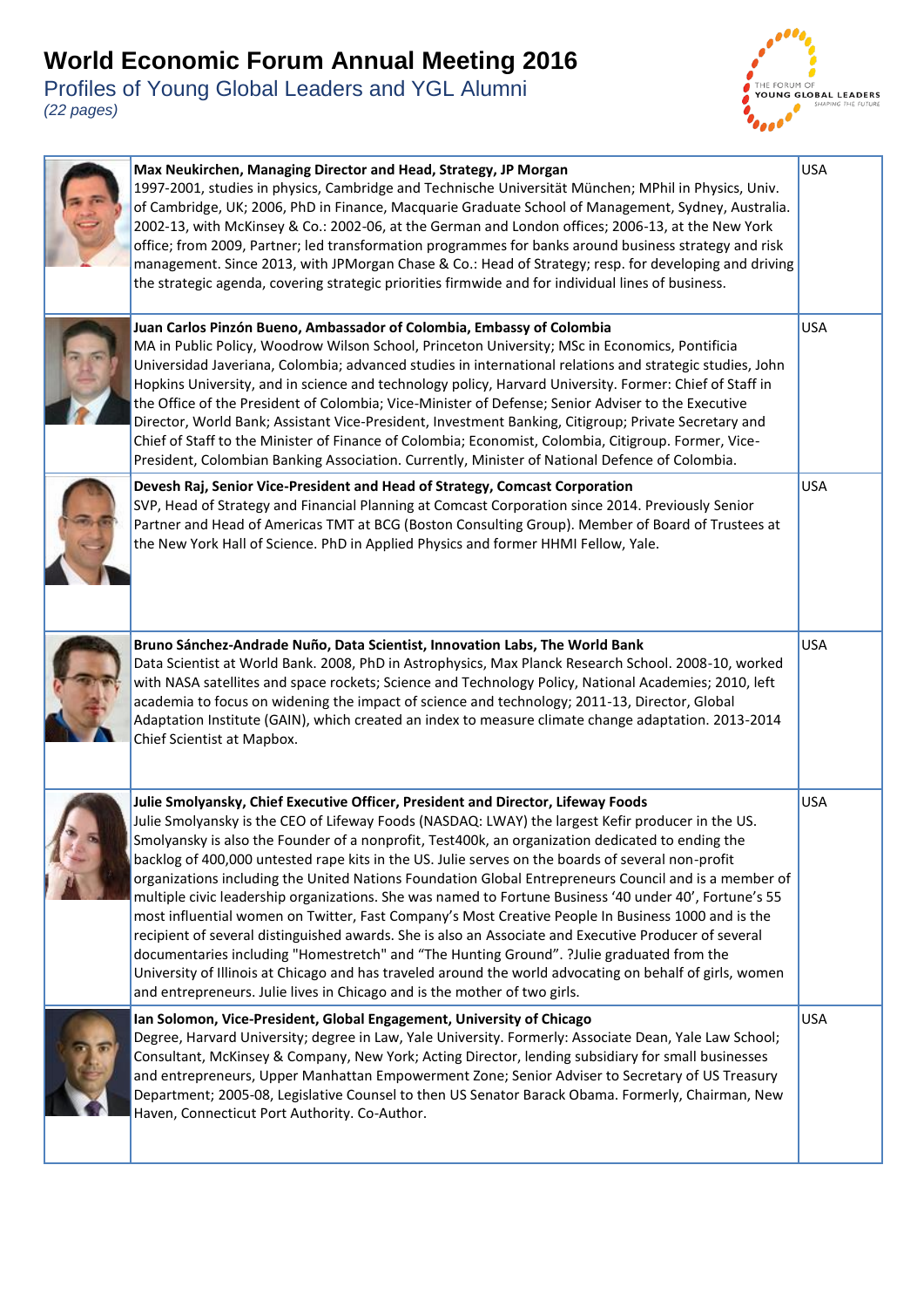# World Economic Forum Annual Meeting 2016

## Profiles of Young Global Leaders and YGL Alumni

*(22 pages)*

| | Profile | Country |
|---|---|---|
| | **Max Neukirchen, Managing Director and Head, Strategy, JP Morgan**<br>1997-2001, studies in physics, Cambridge and Technische Universität München; MPhil in Physics, Univ. of Cambridge, UK; 2006, PhD in Finance, Macquarie Graduate School of Management, Sydney, Australia. 2002-13, with McKinsey & Co.: 2002-06, at the German and London offices; 2006-13, at the New York office; from 2009, Partner; led transformation programmes for banks around business strategy and risk management. Since 2013, with JPMorgan Chase & Co.: Head of Strategy; resp. for developing and driving the strategic agenda, covering strategic priorities firmwide and for individual lines of business. | USA |
| | **Juan Carlos Pinzón Bueno, Ambassador of Colombia, Embassy of Colombia**<br>MA in Public Policy, Woodrow Wilson School, Princeton University; MSc in Economics, Pontificia Universidad Javeriana, Colombia; advanced studies in international relations and strategic studies, John Hopkins University, and in science and technology policy, Harvard University. Former: Chief of Staff in the Office of the President of Colombia; Vice-Minister of Defense; Senior Adviser to the Executive Director, World Bank; Assistant Vice-President, Investment Banking, Citigroup; Private Secretary and Chief of Staff to the Minister of Finance of Colombia; Economist, Colombia, Citigroup. Former, Vice-President, Colombian Banking Association. Currently, Minister of National Defence of Colombia. | USA |
| | **Devesh Raj, Senior Vice-President and Head of Strategy, Comcast Corporation**<br>SVP, Head of Strategy and Financial Planning at Comcast Corporation since 2014. Previously Senior Partner and Head of Americas TMT at BCG (Boston Consulting Group). Member of Board of Trustees at the New York Hall of Science. PhD in Applied Physics and former HHMI Fellow, Yale. | USA |
| | **Bruno Sánchez-Andrade Nuño, Data Scientist, Innovation Labs, The World Bank**<br>Data Scientist at World Bank. 2008, PhD in Astrophysics, Max Planck Research School. 2008-10, worked with NASA satellites and space rockets; Science and Technology Policy, National Academies; 2010, left academia to focus on widening the impact of science and technology; 2011-13, Director, Global Adaptation Institute (GAIN), which created an index to measure climate change adaptation. 2013-2014 Chief Scientist at Mapbox. | USA |
| | **Julie Smolyansky, Chief Executive Officer, President and Director, Lifeway Foods**<br>Julie Smolyansky is the CEO of Lifeway Foods (NASDAQ: LWAY) the largest Kefir producer in the US. Smolyansky is also the Founder of a nonprofit, Test400k, an organization dedicated to ending the backlog of 400,000 untested rape kits in the US. Julie serves on the boards of several non-profit organizations including the United Nations Foundation Global Entrepreneurs Council and is a member of multiple civic leadership organizations. She was named to Fortune Business '40 under 40', Fortune's 55 most influential women on Twitter, Fast Company's Most Creative People In Business 1000 and is the recipient of several distinguished awards. She is also an Associate and Executive Producer of several documentaries including "Homestretch" and "The Hunting Ground". ?Julie graduated from the University of Illinois at Chicago and has traveled around the world advocating on behalf of girls, women and entrepreneurs. Julie lives in Chicago and is the mother of two girls. | USA |
| | **Ian Solomon, Vice-President, Global Engagement, University of Chicago**<br>Degree, Harvard University; degree in Law, Yale University. Formerly: Associate Dean, Yale Law School; Consultant, McKinsey & Company, New York; Acting Director, lending subsidiary for small businesses and entrepreneurs, Upper Manhattan Empowerment Zone; Senior Adviser to Secretary of US Treasury Department; 2005-08, Legislative Counsel to then US Senator Barack Obama. Formerly, Chairman, New Haven, Connecticut Port Authority. Co-Author. | USA |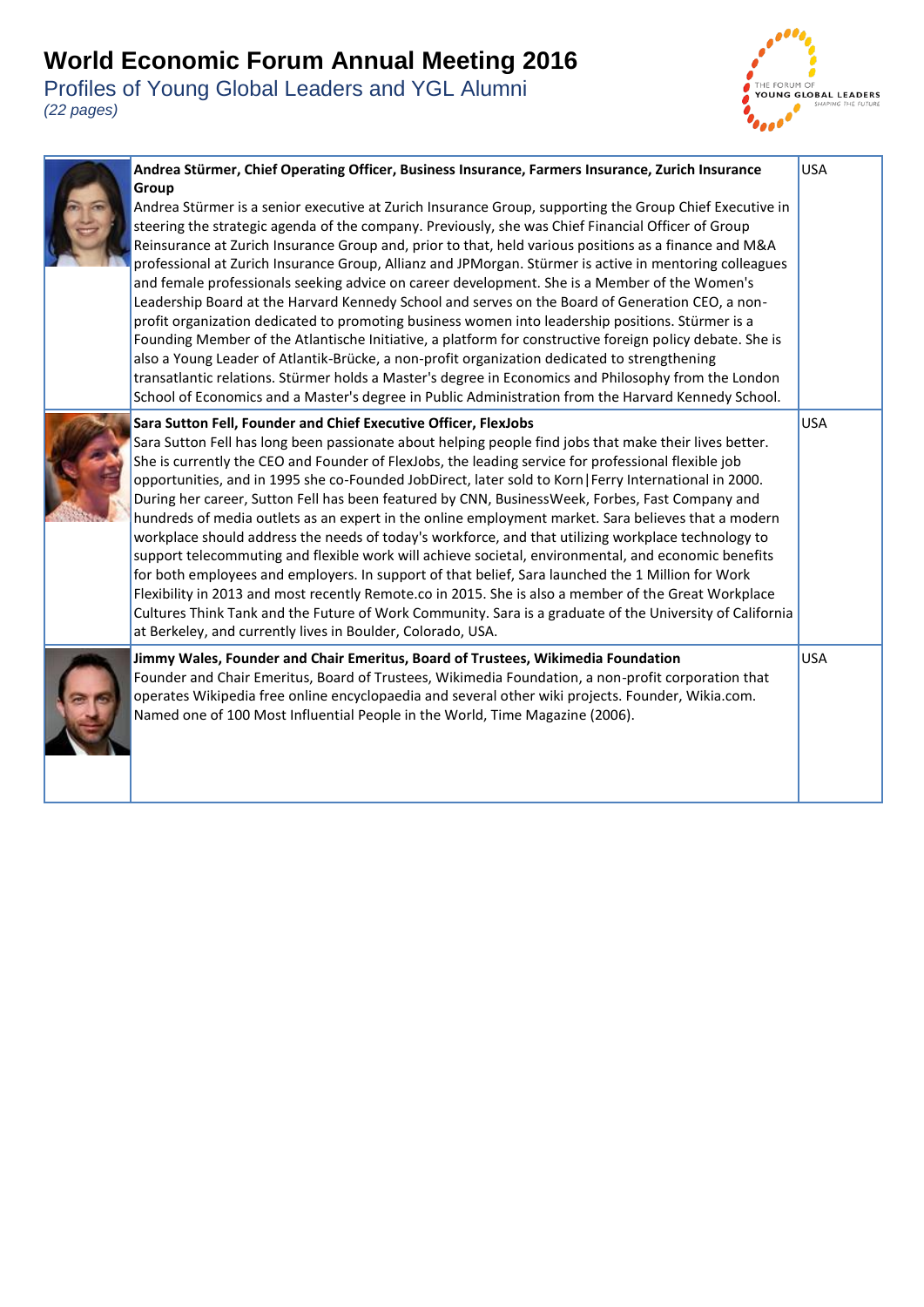# World Economic Forum Annual Meeting 2016

Profiles of Young Global Leaders and YGL Alumni

*(22 pages)*

| | | |
|---|---|---|
| | **Andrea Stürmer, Chief Operating Officer, Business Insurance, Farmers Insurance, Zurich Insurance Group**<br>Andrea Stürmer is a senior executive at Zurich Insurance Group, supporting the Group Chief Executive in steering the strategic agenda of the company. Previously, she was Chief Financial Officer of Group Reinsurance at Zurich Insurance Group and, prior to that, held various positions as a finance and M&A professional at Zurich Insurance Group, Allianz and JPMorgan. Stürmer is active in mentoring colleagues and female professionals seeking advice on career development. She is a Member of the Women's Leadership Board at the Harvard Kennedy School and serves on the Board of Generation CEO, a non-profit organization dedicated to promoting business women into leadership positions. Stürmer is a Founding Member of the Atlantische Initiative, a platform for constructive foreign policy debate. She is also a Young Leader of Atlantik-Brücke, a non-profit organization dedicated to strengthening transatlantic relations. Stürmer holds a Master's degree in Economics and Philosophy from the London School of Economics and a Master's degree in Public Administration from the Harvard Kennedy School. | USA |
| | **Sara Sutton Fell, Founder and Chief Executive Officer, FlexJobs**<br>Sara Sutton Fell has long been passionate about helping people find jobs that make their lives better. She is currently the CEO and Founder of FlexJobs, the leading service for professional flexible job opportunities, and in 1995 she co-Founded JobDirect, later sold to Korn\|Ferry International in 2000. During her career, Sutton Fell has been featured by CNN, BusinessWeek, Forbes, Fast Company and hundreds of media outlets as an expert in the online employment market. Sara believes that a modern workplace should address the needs of today's workforce, and that utilizing workplace technology to support telecommuting and flexible work will achieve societal, environmental, and economic benefits for both employees and employers. In support of that belief, Sara launched the 1 Million for Work Flexibility in 2013 and most recently Remote.co in 2015. She is also a member of the Great Workplace Cultures Think Tank and the Future of Work Community. Sara is a graduate of the University of California at Berkeley, and currently lives in Boulder, Colorado, USA. | USA |
| | **Jimmy Wales, Founder and Chair Emeritus, Board of Trustees, Wikimedia Foundation**<br>Founder and Chair Emeritus, Board of Trustees, Wikimedia Foundation, a non-profit corporation that operates Wikipedia free online encyclopaedia and several other wiki projects. Founder, Wikia.com. Named one of 100 Most Influential People in the World, Time Magazine (2006). | USA |